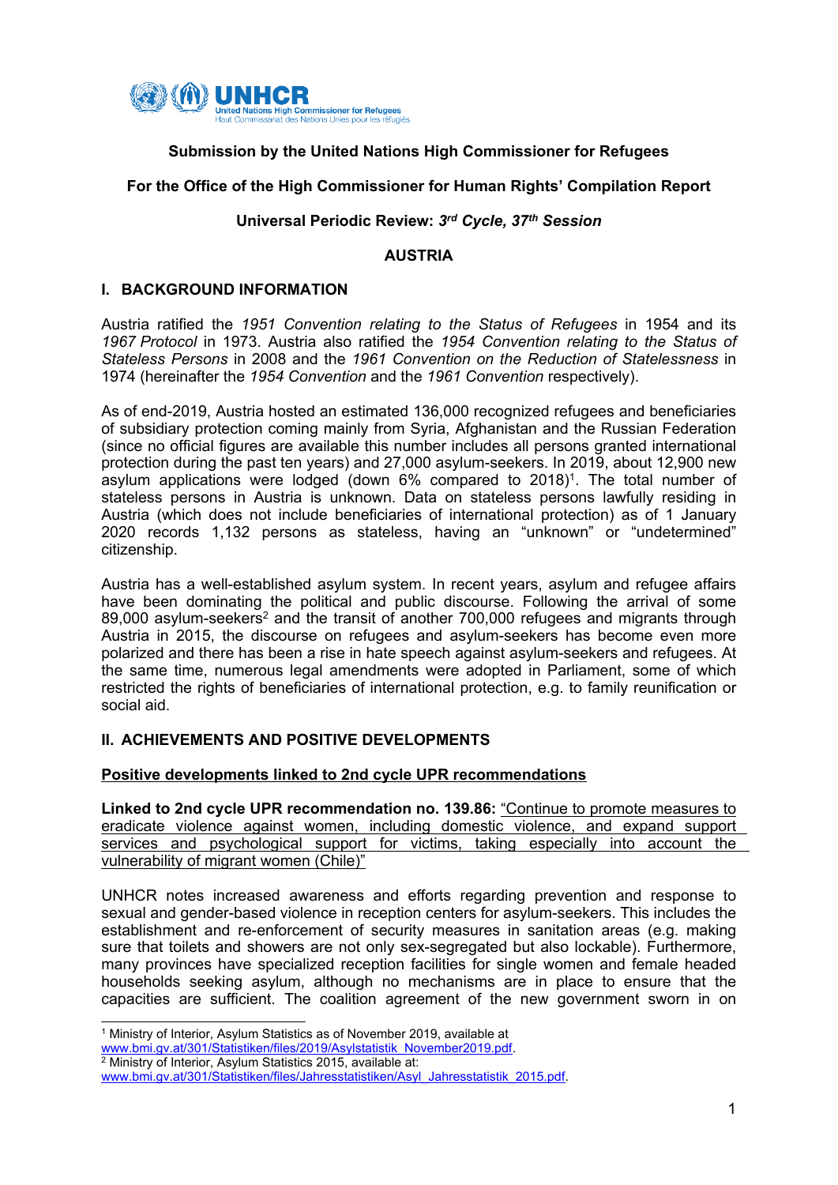**Submission by the United Nations High Commissioner for Refugees**

**For the Office of the High Commissioner for Human Rights' Compilation Report**

**Universal Periodic Review: *3rd Cycle, 37th Session***

**AUSTRIA**

## I. BACKGROUND INFORMATION

Austria ratified the *1951 Convention relating to the Status of Refugees* in 1954 and its *1967 Protocol* in 1973. Austria also ratified the *1954 Convention relating to the Status of Stateless Persons* in 2008 and the *1961 Convention on the Reduction of Statelessness* in 1974 (hereinafter the *1954 Convention* and the *1961 Convention* respectively).

As of end-2019, Austria hosted an estimated 136,000 recognized refugees and beneficiaries of subsidiary protection coming mainly from Syria, Afghanistan and the Russian Federation (since no official figures are available this number includes all persons granted international protection during the past ten years) and 27,000 asylum-seekers. In 2019, about 12,900 new asylum applications were lodged (down 6% compared to 2018)[1]. The total number of stateless persons in Austria is unknown. Data on stateless persons lawfully residing in Austria (which does not include beneficiaries of international protection) as of 1 January 2020 records 1,132 persons as stateless, having an "unknown" or "undetermined" citizenship.

Austria has a well-established asylum system. In recent years, asylum and refugee affairs have been dominating the political and public discourse. Following the arrival of some 89,000 asylum-seekers[2] and the transit of another 700,000 refugees and migrants through Austria in 2015, the discourse on refugees and asylum-seekers has become even more polarized and there has been a rise in hate speech against asylum-seekers and refugees. At the same time, numerous legal amendments were adopted in Parliament, some of which restricted the rights of beneficiaries of international protection, e.g. to family reunification or social aid.

## II. ACHIEVEMENTS AND POSITIVE DEVELOPMENTS

### Positive developments linked to 2nd cycle UPR recommendations

**Linked to 2nd cycle UPR recommendation no. 139.86:** "Continue to promote measures to eradicate violence against women, including domestic violence, and expand support services and psychological support for victims, taking especially into account the vulnerability of migrant women (Chile)"

UNHCR notes increased awareness and efforts regarding prevention and response to sexual and gender-based violence in reception centers for asylum-seekers. This includes the establishment and re-enforcement of security measures in sanitation areas (e.g. making sure that toilets and showers are not only sex-segregated but also lockable). Furthermore, many provinces have specialized reception facilities for single women and female headed households seeking asylum, although no mechanisms are in place to ensure that the capacities are sufficient. The coalition agreement of the new government sworn in on

---

[1] Ministry of Interior, Asylum Statistics as of November 2019, available at www.bmi.gv.at/301/Statistiken/files/2019/Asylstatistik_November2019.pdf.

[2] Ministry of Interior, Asylum Statistics 2015, available at: www.bmi.gv.at/301/Statistiken/files/Jahresstatistiken/Asyl_Jahresstatistik_2015.pdf.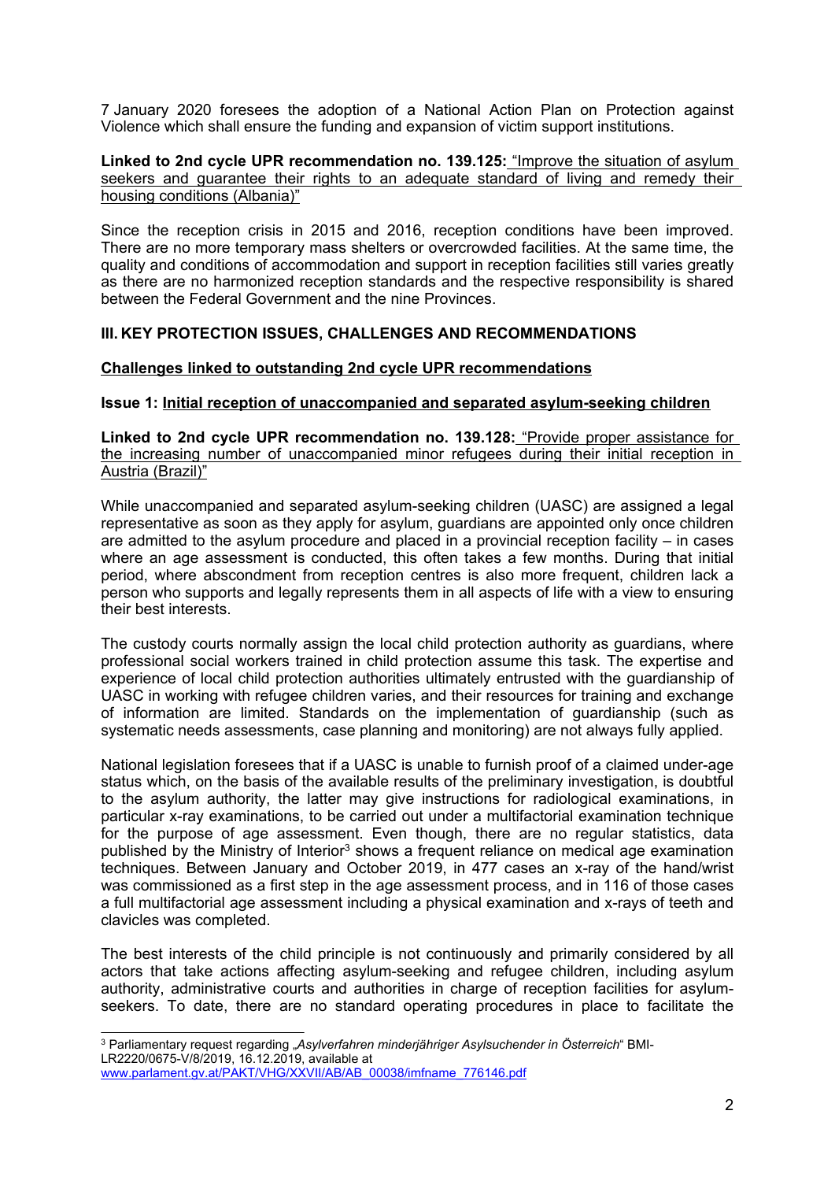7 January 2020 foresees the adoption of a National Action Plan on Protection against Violence which shall ensure the funding and expansion of victim support institutions.

**Linked to 2nd cycle UPR recommendation no. 139.125:** "Improve the situation of asylum seekers and guarantee their rights to an adequate standard of living and remedy their housing conditions (Albania)"

Since the reception crisis in 2015 and 2016, reception conditions have been improved. There are no more temporary mass shelters or overcrowded facilities. At the same time, the quality and conditions of accommodation and support in reception facilities still varies greatly as there are no harmonized reception standards and the respective responsibility is shared between the Federal Government and the nine Provinces.

## III. KEY PROTECTION ISSUES, CHALLENGES AND RECOMMENDATIONS

### Challenges linked to outstanding 2nd cycle UPR recommendations

### Issue 1: Initial reception of unaccompanied and separated asylum-seeking children

**Linked to 2nd cycle UPR recommendation no. 139.128:** "Provide proper assistance for the increasing number of unaccompanied minor refugees during their initial reception in Austria (Brazil)"

While unaccompanied and separated asylum-seeking children (UASC) are assigned a legal representative as soon as they apply for asylum, guardians are appointed only once children are admitted to the asylum procedure and placed in a provincial reception facility – in cases where an age assessment is conducted, this often takes a few months. During that initial period, where abscondment from reception centres is also more frequent, children lack a person who supports and legally represents them in all aspects of life with a view to ensuring their best interests.

The custody courts normally assign the local child protection authority as guardians, where professional social workers trained in child protection assume this task. The expertise and experience of local child protection authorities ultimately entrusted with the guardianship of UASC in working with refugee children varies, and their resources for training and exchange of information are limited. Standards on the implementation of guardianship (such as systematic needs assessments, case planning and monitoring) are not always fully applied.

National legislation foresees that if a UASC is unable to furnish proof of a claimed under-age status which, on the basis of the available results of the preliminary investigation, is doubtful to the asylum authority, the latter may give instructions for radiological examinations, in particular x-ray examinations, to be carried out under a multifactorial examination technique for the purpose of age assessment. Even though, there are no regular statistics, data published by the Ministry of Interior[3] shows a frequent reliance on medical age examination techniques. Between January and October 2019, in 477 cases an x-ray of the hand/wrist was commissioned as a first step in the age assessment process, and in 116 of those cases a full multifactorial age assessment including a physical examination and x-rays of teeth and clavicles was completed.

The best interests of the child principle is not continuously and primarily considered by all actors that take actions affecting asylum-seeking and refugee children, including asylum authority, administrative courts and authorities in charge of reception facilities for asylum-seekers. To date, there are no standard operating procedures in place to facilitate the

---

[3] Parliamentary request regarding „*Asylverfahren minderjähriger Asylsuchender in Österreich*" BMI-LR2220/0675-V/8/2019, 16.12.2019, available at www.parlament.gv.at/PAKT/VHG/XXVII/AB/AB_00038/imfname_776146.pdf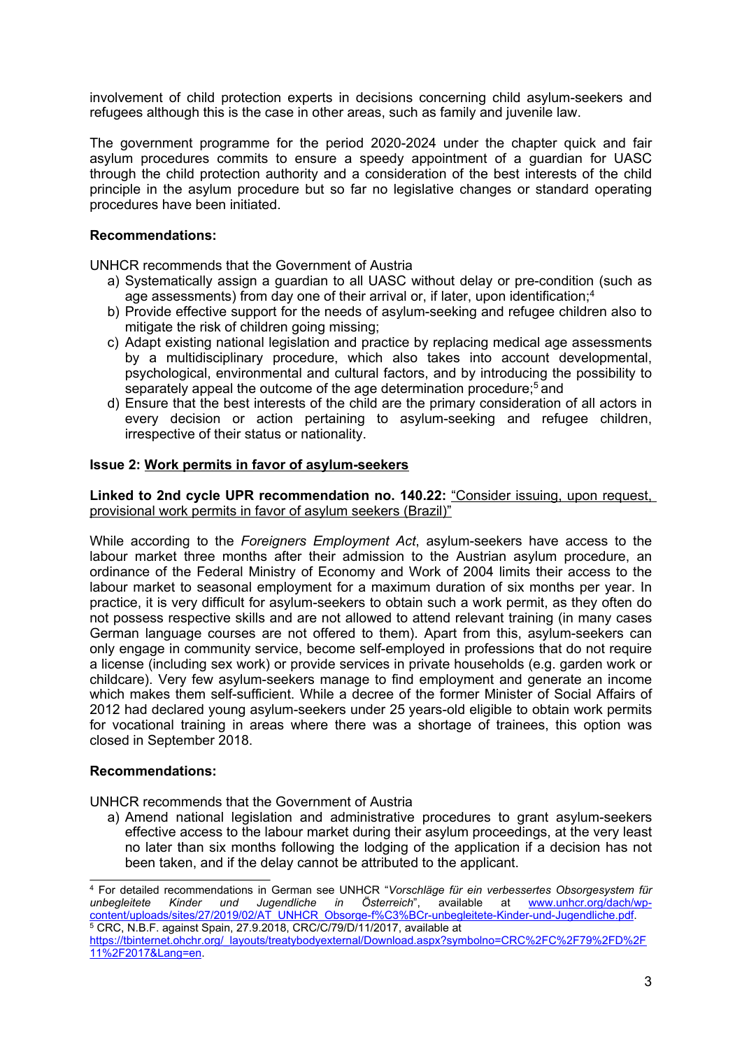involvement of child protection experts in decisions concerning child asylum-seekers and refugees although this is the case in other areas, such as family and juvenile law.

The government programme for the period 2020-2024 under the chapter quick and fair asylum procedures commits to ensure a speedy appointment of a guardian for UASC through the child protection authority and a consideration of the best interests of the child principle in the asylum procedure but so far no legislative changes or standard operating procedures have been initiated.

**Recommendations:**

UNHCR recommends that the Government of Austria

a) Systematically assign a guardian to all UASC without delay or pre-condition (such as age assessments) from day one of their arrival or, if later, upon identification;[4]
b) Provide effective support for the needs of asylum-seeking and refugee children also to mitigate the risk of children going missing;
c) Adapt existing national legislation and practice by replacing medical age assessments by a multidisciplinary procedure, which also takes into account developmental, psychological, environmental and cultural factors, and by introducing the possibility to separately appeal the outcome of the age determination procedure;[5] and
d) Ensure that the best interests of the child are the primary consideration of all actors in every decision or action pertaining to asylum-seeking and refugee children, irrespective of their status or nationality.

**Issue 2: <u>Work permits in favor of asylum-seekers</u>**

**Linked to 2nd cycle UPR recommendation no. 140.22:** <u>"Consider issuing, upon request, provisional work permits in favor of asylum seekers (Brazil)"</u>

While according to the *Foreigners Employment Act*, asylum-seekers have access to the labour market three months after their admission to the Austrian asylum procedure, an ordinance of the Federal Ministry of Economy and Work of 2004 limits their access to the labour market to seasonal employment for a maximum duration of six months per year. In practice, it is very difficult for asylum-seekers to obtain such a work permit, as they often do not possess respective skills and are not allowed to attend relevant training (in many cases German language courses are not offered to them). Apart from this, asylum-seekers can only engage in community service, become self-employed in professions that do not require a license (including sex work) or provide services in private households (e.g. garden work or childcare). Very few asylum-seekers manage to find employment and generate an income which makes them self-sufficient. While a decree of the former Minister of Social Affairs of 2012 had declared young asylum-seekers under 25 years-old eligible to obtain work permits for vocational training in areas where there was a shortage of trainees, this option was closed in September 2018.

**Recommendations:**

UNHCR recommends that the Government of Austria

a) Amend national legislation and administrative procedures to grant asylum-seekers effective access to the labour market during their asylum proceedings, at the very least no later than six months following the lodging of the application if a decision has not been taken, and if the delay cannot be attributed to the applicant.

---

[4] For detailed recommendations in German see UNHCR "*Vorschläge für ein verbessertes Obsorgesystem für unbegleitete Kinder und Jugendliche in Österreich*", available at www.unhcr.org/dach/wp-content/uploads/sites/27/2019/02/AT_UNHCR_Obsorge-f%C3%BCr-unbegleitete-Kinder-und-Jugendliche.pdf.

[5] CRC, N.B.F. against Spain, 27.9.2018, CRC/C/79/D/11/2017, available at https://tbinternet.ohchr.org/_layouts/treatybodyexternal/Download.aspx?symbolno=CRC%2FC%2F79%2FD%2F11%2F2017&Lang=en.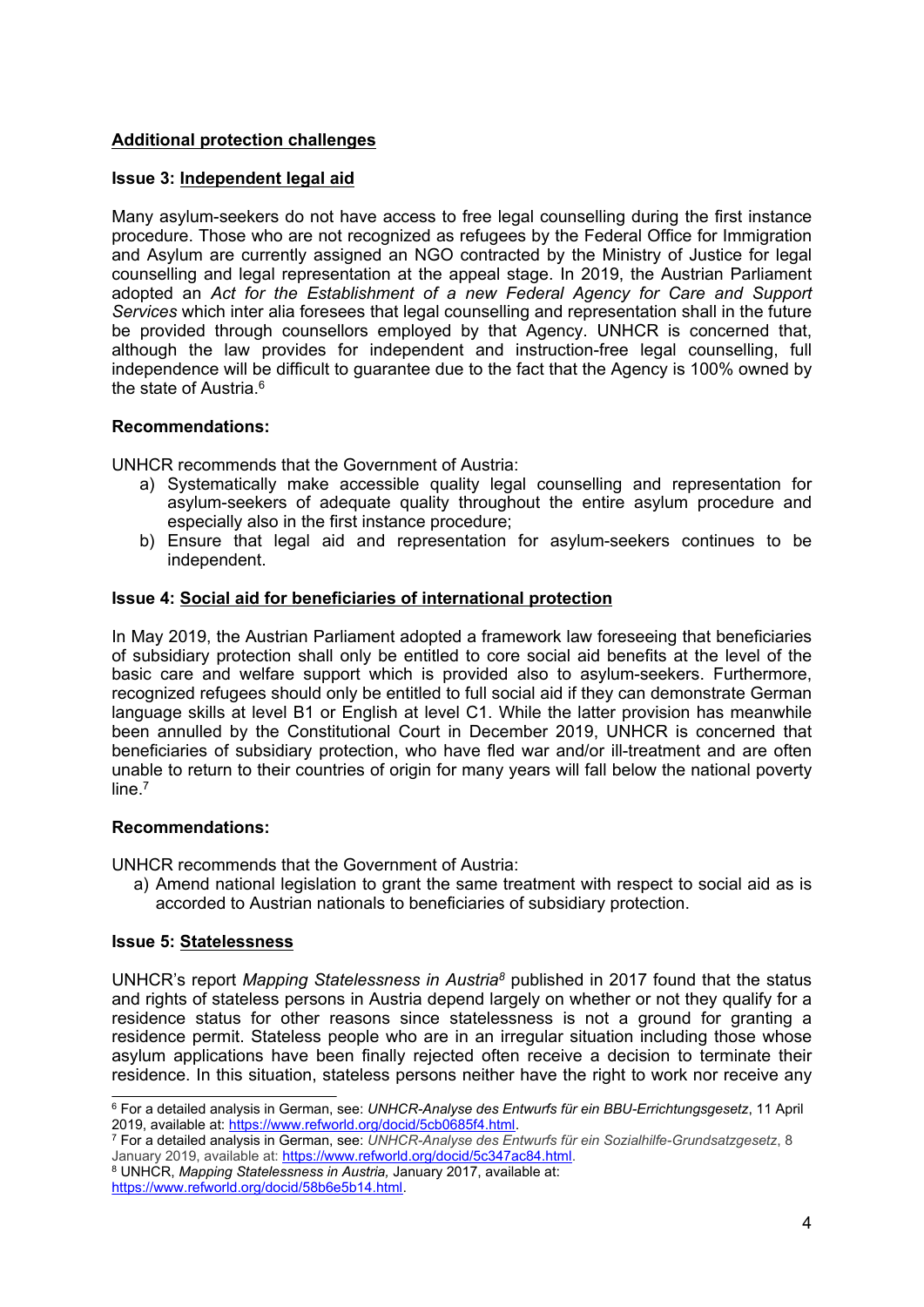**Additional protection challenges**

**Issue 3: Independent legal aid**

Many asylum-seekers do not have access to free legal counselling during the first instance procedure. Those who are not recognized as refugees by the Federal Office for Immigration and Asylum are currently assigned an NGO contracted by the Ministry of Justice for legal counselling and legal representation at the appeal stage. In 2019, the Austrian Parliament adopted an *Act for the Establishment of a new Federal Agency for Care and Support Services* which inter alia foresees that legal counselling and representation shall in the future be provided through counsellors employed by that Agency. UNHCR is concerned that, although the law provides for independent and instruction-free legal counselling, full independence will be difficult to guarantee due to the fact that the Agency is 100% owned by the state of Austria.[6]

**Recommendations:**

UNHCR recommends that the Government of Austria:

a) Systematically make accessible quality legal counselling and representation for asylum-seekers of adequate quality throughout the entire asylum procedure and especially also in the first instance procedure;
b) Ensure that legal aid and representation for asylum-seekers continues to be independent.

**Issue 4: Social aid for beneficiaries of international protection**

In May 2019, the Austrian Parliament adopted a framework law foreseeing that beneficiaries of subsidiary protection shall only be entitled to core social aid benefits at the level of the basic care and welfare support which is provided also to asylum-seekers. Furthermore, recognized refugees should only be entitled to full social aid if they can demonstrate German language skills at level B1 or English at level C1. While the latter provision has meanwhile been annulled by the Constitutional Court in December 2019, UNHCR is concerned that beneficiaries of subsidiary protection, who have fled war and/or ill-treatment and are often unable to return to their countries of origin for many years will fall below the national poverty line.[7]

**Recommendations:**

UNHCR recommends that the Government of Austria:

a) Amend national legislation to grant the same treatment with respect to social aid as is accorded to Austrian nationals to beneficiaries of subsidiary protection.

**Issue 5: Statelessness**

UNHCR's report *Mapping Statelessness in Austria*[8] published in 2017 found that the status and rights of stateless persons in Austria depend largely on whether or not they qualify for a residence status for other reasons since statelessness is not a ground for granting a residence permit. Stateless people who are in an irregular situation including those whose asylum applications have been finally rejected often receive a decision to terminate their residence. In this situation, stateless persons neither have the right to work nor receive any

---

[6] For a detailed analysis in German, see: *UNHCR-Analyse des Entwurfs für ein BBU-Errichtungsgesetz*, 11 April 2019, available at: https://www.refworld.org/docid/5cb0685f4.html.

[7] For a detailed analysis in German, see: *UNHCR-Analyse des Entwurfs für ein Sozialhilfe-Grundsatzgesetz*, 8 January 2019, available at: https://www.refworld.org/docid/5c347ac84.html.

[8] UNHCR, *Mapping Statelessness in Austria*, January 2017, available at: https://www.refworld.org/docid/58b6e5b14.html.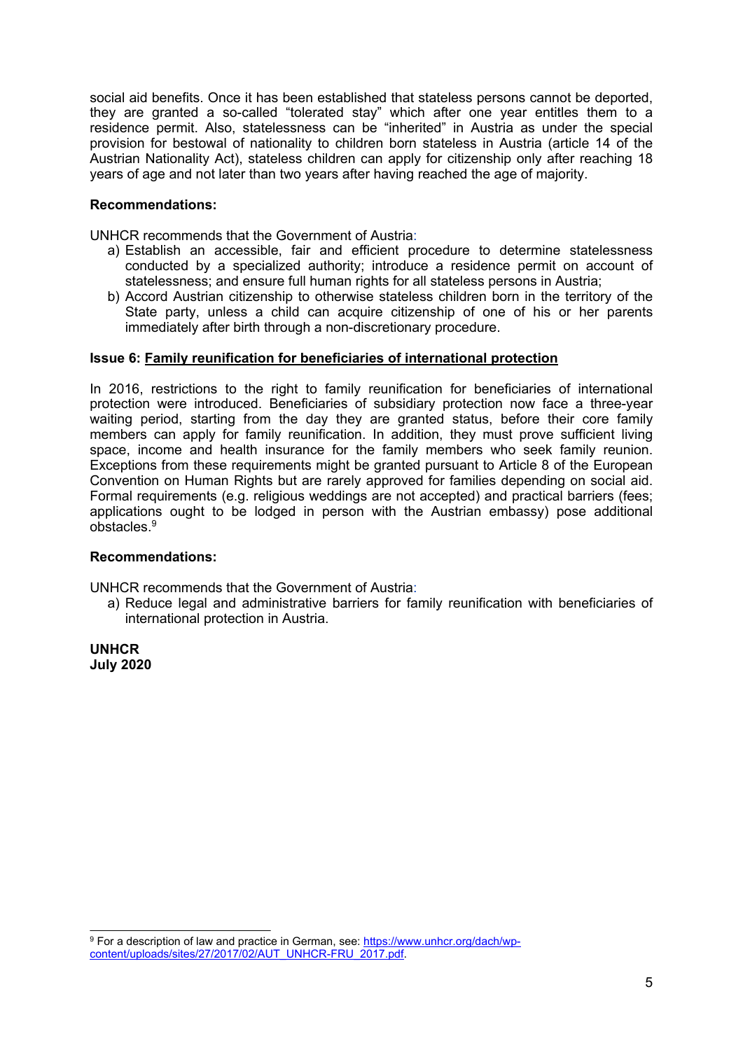social aid benefits. Once it has been established that stateless persons cannot be deported, they are granted a so-called "tolerated stay" which after one year entitles them to a residence permit. Also, statelessness can be "inherited" in Austria as under the special provision for bestowal of nationality to children born stateless in Austria (article 14 of the Austrian Nationality Act), stateless children can apply for citizenship only after reaching 18 years of age and not later than two years after having reached the age of majority.

**Recommendations:**

UNHCR recommends that the Government of Austria:

a) Establish an accessible, fair and efficient procedure to determine statelessness conducted by a specialized authority; introduce a residence permit on account of statelessness; and ensure full human rights for all stateless persons in Austria;
b) Accord Austrian citizenship to otherwise stateless children born in the territory of the State party, unless a child can acquire citizenship of one of his or her parents immediately after birth through a non-discretionary procedure.

**Issue 6: <u>Family reunification for beneficiaries of international protection</u>**

In 2016, restrictions to the right to family reunification for beneficiaries of international protection were introduced. Beneficiaries of subsidiary protection now face a three-year waiting period, starting from the day they are granted status, before their core family members can apply for family reunification. In addition, they must prove sufficient living space, income and health insurance for the family members who seek family reunion. Exceptions from these requirements might be granted pursuant to Article 8 of the European Convention on Human Rights but are rarely approved for families depending on social aid. Formal requirements (e.g. religious weddings are not accepted) and practical barriers (fees; applications ought to be lodged in person with the Austrian embassy) pose additional obstacles.[9]

**Recommendations:**

UNHCR recommends that the Government of Austria:

a) Reduce legal and administrative barriers for family reunification with beneficiaries of international protection in Austria.

**UNHCR**
**July 2020**

---

[9] For a description of law and practice in German, see: https://www.unhcr.org/dach/wp-content/uploads/sites/27/2017/02/AUT_UNHCR-FRU_2017.pdf.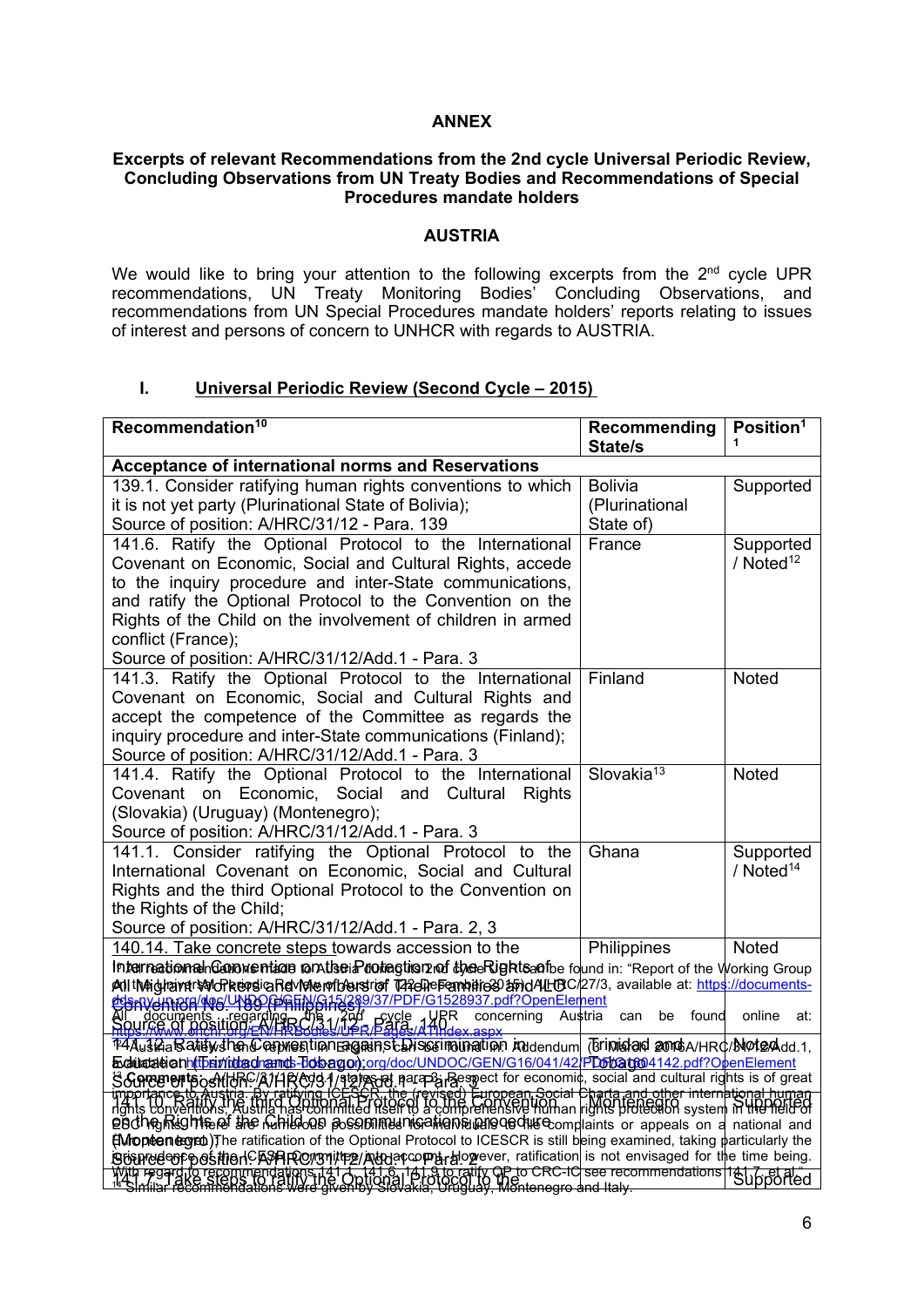## ANNEX

### Excerpts of relevant Recommendations from the 2nd cycle Universal Periodic Review, Concluding Observations from UN Treaty Bodies and Recommendations of Special Procedures mandate holders

### AUSTRIA

We would like to bring your attention to the following excerpts from the 2nd cycle UPR recommendations, UN Treaty Monitoring Bodies' Concluding Observations, and recommendations from UN Special Procedures mandate holders' reports relating to issues of interest and persons of concern to UNHCR with regards to AUSTRIA.

## I. Universal Periodic Review (Second Cycle – 2015)

| Recommendation[10] | Recommending State/s | Position[11] |
|---|---|---|
| **Acceptance of international norms and Reservations** | | |
| 139.1. Consider ratifying human rights conventions to which it is not yet party (Plurinational State of Bolivia);<br>Source of position: A/HRC/31/12 - Para. 139 | Bolivia (Plurinational State of) | Supported |
| 141.6. Ratify the Optional Protocol to the International Covenant on Economic, Social and Cultural Rights, accede to the inquiry procedure and inter-State communications, and ratify the Optional Protocol to the Convention on the Rights of the Child on the involvement of children in armed conflict (France);<br>Source of position: A/HRC/31/12/Add.1 - Para. 3 | France | Supported / Noted[12] |
| 141.3. Ratify the Optional Protocol to the International Covenant on Economic, Social and Cultural Rights and accept the competence of the Committee as regards the inquiry procedure and inter-State communications (Finland);<br>Source of position: A/HRC/31/12/Add.1 - Para. 3 | Finland | Noted |
| 141.4. Ratify the Optional Protocol to the International Covenant on Economic, Social and Cultural Rights (Slovakia) (Uruguay) (Montenegro);<br>Source of position: A/HRC/31/12/Add.1 - Para. 3 | Slovakia[13] | Noted |
| 141.1. Consider ratifying the Optional Protocol to the International Covenant on Economic, Social and Cultural Rights and the third Optional Protocol to the Convention on the Rights of the Child;<br>Source of position: A/HRC/31/12/Add.1 - Para. 2, 3 | Ghana | Supported / Noted[14] |
| 140.14. Take concrete steps towards accession to the International Convention on the Protection of the Rights of All Migrant Workers and Members of Their Families and ILO Convention No. 189 (Philippines);<br>Source of position: A/HRC/31/12 - Para. 140 | Philippines | Noted |
| 141.12. Ratify the Convention against Discrimination in Education (Trinidad and Tobago);<br>Source of position: A/HRC/31/12/Add.1 - Para. 3 | Trinidad and Tobago | Noted |
| 141.10. Ratify the third Optional Protocol to the Convention on the Rights of the Child on a communications procedure (Montenegro);<br>Source of position: A/HRC/31/12/Add.1 - Para. 2 | Montenegro | Supported |

[10] All recommendations made to Austria during its 2nd cycle UPR can be found in: "Report of the Working Group on the Universal Periodic Review: Austria" (22 December 2015), A/HRC/27/3, available at: https://documents-dds-ny.un.org/doc/UNDOC/GEN/G15/289/37/PDF/G1528937.pdf?OpenElement

[11] All documents regarding the 2nd cycle UPR concerning Austria can be found online at: https://www.ohchr.org/EN/HRBodies/UPR/Pages/ATIndex.aspx

[12] Austria's views and replies in English can be found in: Addendum (6 March 2016) A/HRC/31/12/Add.1, available at: https://documents-dds-ny.un.org/doc/UNDOC/GEN/G16/041/42/PDF/G1604142.pdf?OpenElement

[13] **Comments:** A/HRC/31/12/Add.1 states at para. 3: Respect for economic, social and cultural rights is of great importance to Austria. By ratifying ICESCR, the (revised) European Social Charta and other international human rights conventions, Austria has committed itself to a comprehensive human rights protection system in the field of ESC rights. There are numerous possibilities for individuals to file complaints or appeals on a national and European level. The ratification of the Optional Protocol to ICESCR is still being examined, taking particularly the jurisprudence of the ICESCR Committee into account. However, ratification is not envisaged for the time being. With regard to recommendations 141.1, 141.6, 141.9 to ratify OP to CRC-IC see recommendations 141.7 et al."

[14] Similar recommendations were given by Slovakia, Uruguay, Montenegro and Italy.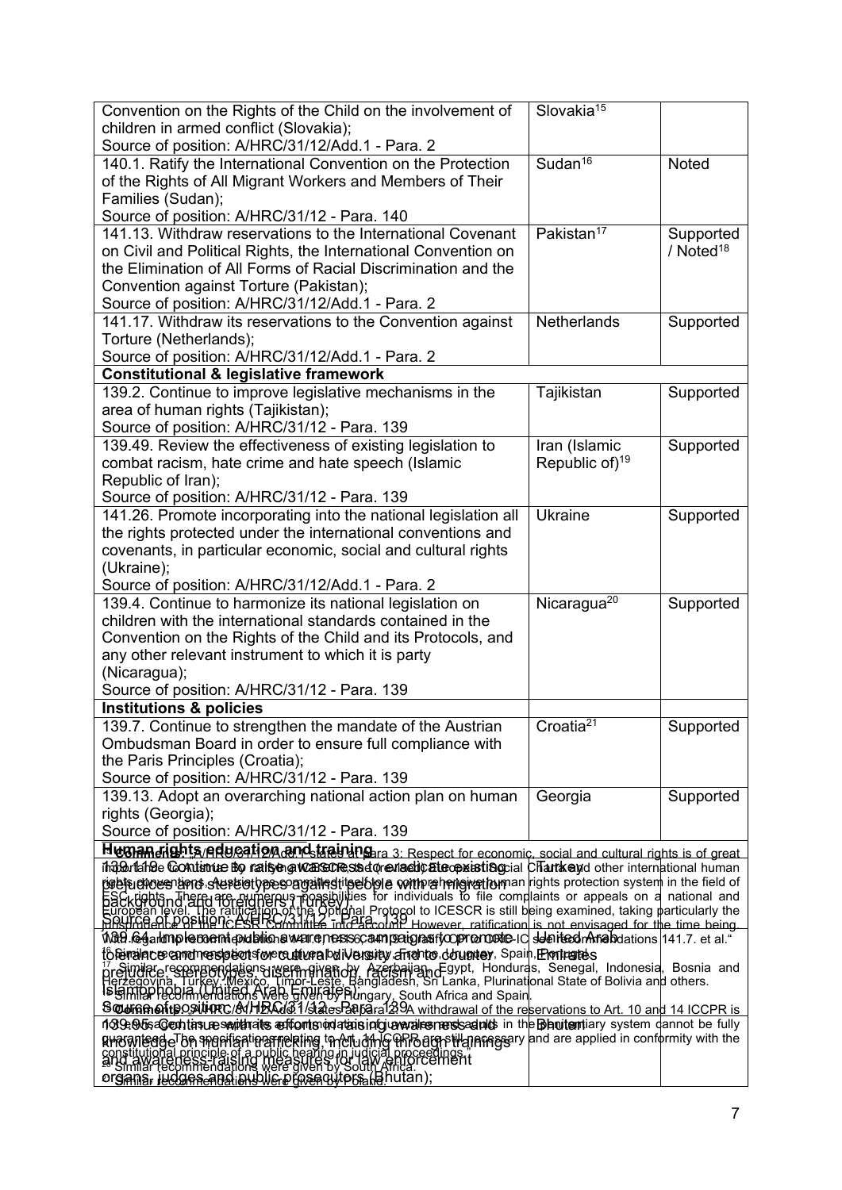| Recommendation | Recommending State | Position |
|---|---|---|
| Convention on the Rights of the Child on the involvement of children in armed conflict (Slovakia); Source of position: A/HRC/31/12/Add.1 - Para. 2 | Slovakia[15] | |
| 140.1. Ratify the International Convention on the Protection of the Rights of All Migrant Workers and Members of Their Families (Sudan); Source of position: A/HRC/31/12 - Para. 140 | Sudan[16] | Noted |
| 141.13. Withdraw reservations to the International Covenant on Civil and Political Rights, the International Convention on the Elimination of All Forms of Racial Discrimination and the Convention against Torture (Pakistan); Source of position: A/HRC/31/12/Add.1 - Para. 2 | Pakistan[17] | Supported / Noted[18] |
| 141.17. Withdraw its reservations to the Convention against Torture (Netherlands); Source of position: A/HRC/31/12/Add.1 - Para. 2 | Netherlands | Supported |
| **Constitutional & legislative framework** | | |
| 139.2. Continue to improve legislative mechanisms in the area of human rights (Tajikistan); Source of position: A/HRC/31/12 - Para. 139 | Tajikistan | Supported |
| 139.49. Review the effectiveness of existing legislation to combat racism, hate crime and hate speech (Islamic Republic of Iran); Source of position: A/HRC/31/12 - Para. 139 | Iran (Islamic Republic of)[19] | Supported |
| 141.26. Promote incorporating into the national legislation all the rights protected under the international conventions and covenants, in particular economic, social and cultural rights (Ukraine); Source of position: A/HRC/31/12/Add.1 - Para. 2 | Ukraine | Supported |
| 139.4. Continue to harmonize its national legislation on children with the international standards contained in the Convention on the Rights of the Child and its Protocols, and any other relevant instrument to which it is party (Nicaragua); Source of position: A/HRC/31/12 - Para. 139 | Nicaragua[20] | Supported |
| **Institutions & policies** | | |
| 139.7. Continue to strengthen the mandate of the Austrian Ombudsman Board in order to ensure full compliance with the Paris Principles (Croatia); Source of position: A/HRC/31/12 - Para. 139 | Croatia[21] | Supported |
| 139.13. Adopt an overarching national action plan on human rights (Georgia); Source of position: A/HRC/31/12 - Para. 139 | Georgia | Supported |
| **Human rights education and training** | | |
| 139.119. Continue to raise awareness and eradicate existing prejudices and stereotypes against people with a migration background and foreigners (Turkey); Source of position: A/HRC/31/12 - Para. 139 | Turkey | |
| 139.64. Implement public awareness campaigns to promote tolerance and respect for cultural diversity and to counter prejudice, stereotypes, discrimination, racism and Islamophobia (United Arab Emirates); Source of position: A/HRC/31/12 - Para. 139 | United Arab Emirates | |
| 139.95. Continue with its efforts in raising awareness and knowledge on human trafficking, including through trainings and awareness-raising measures for law enforcement organs, judges and public prosecutors (Bhutan); | Bhutan | |

[15] Comments: A/HRC/31/12/Add.1 states at para 3: Respect for economic, social and cultural rights is of great importance to Austria. By ratifying ICESCR, the revised European Social Charter and other international human rights conventions Austria has committed itself to a comprehensive human rights protection system in the field of ESC rights. There are numerous possibilities for individuals to file complaints or appeals on a national and European level. The ratification of the Optional Protocol to ICESCR is still being examined, taking particularly the jurisprudence of the ICESCR Committee into account. However, ratification is not envisaged for the time being. With regard to ratification of the OP-CRC-IC see recommendations 141.7. et al.

[16] Similar recommendations were given by Uruguay, France, Hungary, Spain, Portugal.

[17] Similar recommendations were given by Azerbaijan, Egypt, Honduras, Senegal, Indonesia, Bosnia and Herzegovina, Turkey, Mexico, Timor-Leste, Bangladesh, Sri Lanka, Plurinational State of Bolivia and others.

[18] Similar recommendations were given by Hungary, South Africa and Spain. Comments: A/HRC/31/12/Add.1 states at para 2: A withdrawal of the reservations to Art. 10 and 14 ICCPR is not envisaged, as with its existing legal and judicial system in the penitentiary system cannot be fully guaranteed. The specifications relating to Art. 14 ICCPR are still necessary and are applied in conformity with the constitutional principle of a public hearing in judicial proceedings.

[19] Similar recommendations were given by South Africa.

[20] Similar recommendations were given by South Africa.

[21] Similar recommendations were given by Poland.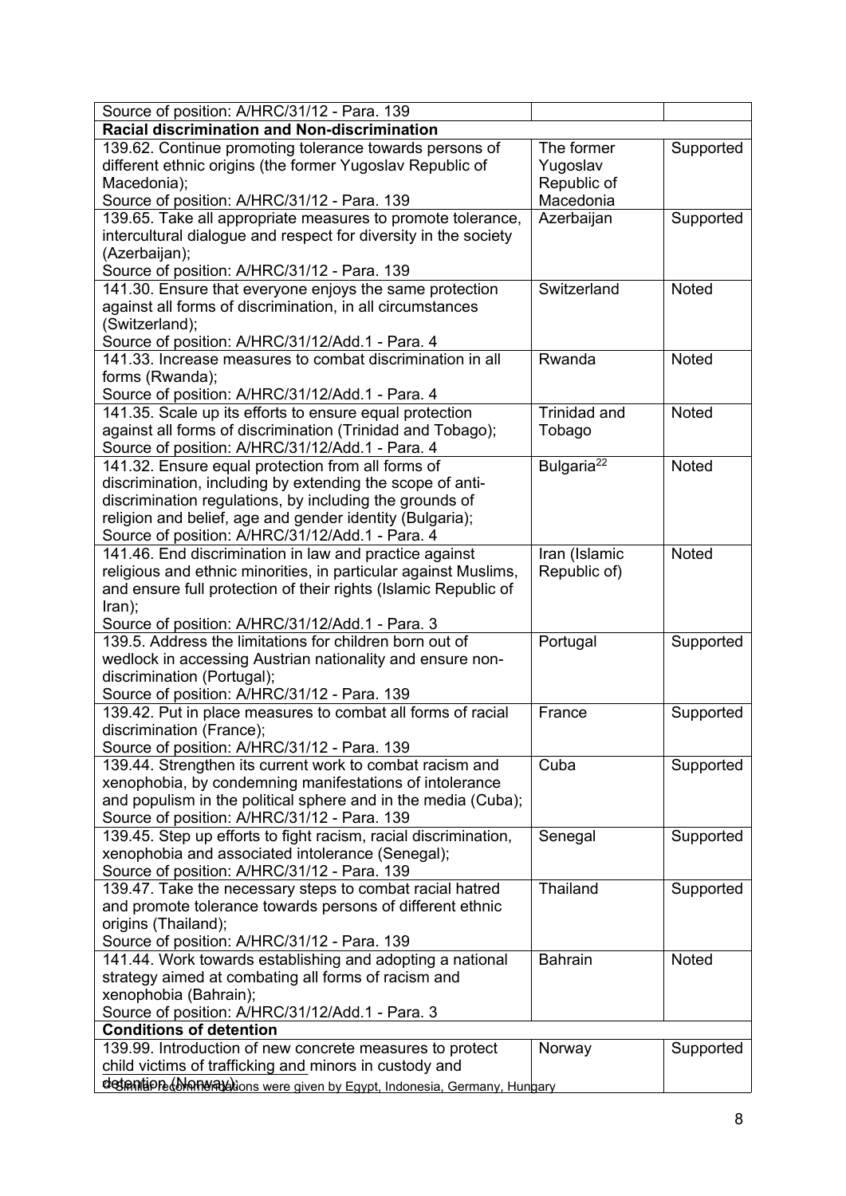| Source of position: A/HRC/31/12 - Para. 139 | | |
|---|---|---|
| **Racial discrimination and Non-discrimination** | | |
| 139.62. Continue promoting tolerance towards persons of different ethnic origins (the former Yugoslav Republic of Macedonia);<br>Source of position: A/HRC/31/12 - Para. 139 | The former Yugoslav Republic of Macedonia | Supported |
| 139.65. Take all appropriate measures to promote tolerance, intercultural dialogue and respect for diversity in the society (Azerbaijan);<br>Source of position: A/HRC/31/12 - Para. 139 | Azerbaijan | Supported |
| 141.30. Ensure that everyone enjoys the same protection against all forms of discrimination, in all circumstances (Switzerland);<br>Source of position: A/HRC/31/12/Add.1 - Para. 4 | Switzerland | Noted |
| 141.33. Increase measures to combat discrimination in all forms (Rwanda);<br>Source of position: A/HRC/31/12/Add.1 - Para. 4 | Rwanda | Noted |
| 141.35. Scale up its efforts to ensure equal protection against all forms of discrimination (Trinidad and Tobago);<br>Source of position: A/HRC/31/12/Add.1 - Para. 4 | Trinidad and Tobago | Noted |
| 141.32. Ensure equal protection from all forms of discrimination, including by extending the scope of anti-discrimination regulations, by including the grounds of religion and belief, age and gender identity (Bulgaria);<br>Source of position: A/HRC/31/12/Add.1 - Para. 4 | Bulgaria[22] | Noted |
| 141.46. End discrimination in law and practice against religious and ethnic minorities, in particular against Muslims, and ensure full protection of their rights (Islamic Republic of Iran);<br>Source of position: A/HRC/31/12/Add.1 - Para. 3 | Iran (Islamic Republic of) | Noted |
| 139.5. Address the limitations for children born out of wedlock in accessing Austrian nationality and ensure non-discrimination (Portugal);<br>Source of position: A/HRC/31/12 - Para. 139 | Portugal | Supported |
| 139.42. Put in place measures to combat all forms of racial discrimination (France);<br>Source of position: A/HRC/31/12 - Para. 139 | France | Supported |
| 139.44. Strengthen its current work to combat racism and xenophobia, by condemning manifestations of intolerance and populism in the political sphere and in the media (Cuba);<br>Source of position: A/HRC/31/12 - Para. 139 | Cuba | Supported |
| 139.45. Step up efforts to fight racism, racial discrimination, xenophobia and associated intolerance (Senegal);<br>Source of position: A/HRC/31/12 - Para. 139 | Senegal | Supported |
| 139.47. Take the necessary steps to combat racial hatred and promote tolerance towards persons of different ethnic origins (Thailand);<br>Source of position: A/HRC/31/12 - Para. 139 | Thailand | Supported |
| 141.44. Work towards establishing and adopting a national strategy aimed at combating all forms of racism and xenophobia (Bahrain);<br>Source of position: A/HRC/31/12/Add.1 - Para. 3 | Bahrain | Noted |
| **Conditions of detention** | | |
| 139.99. Introduction of new concrete measures to protect child victims of trafficking and minors in custody and detention (Norway); | Norway | Supported |

[22] Similar recommendations were given by Egypt, Indonesia, Germany, Hungary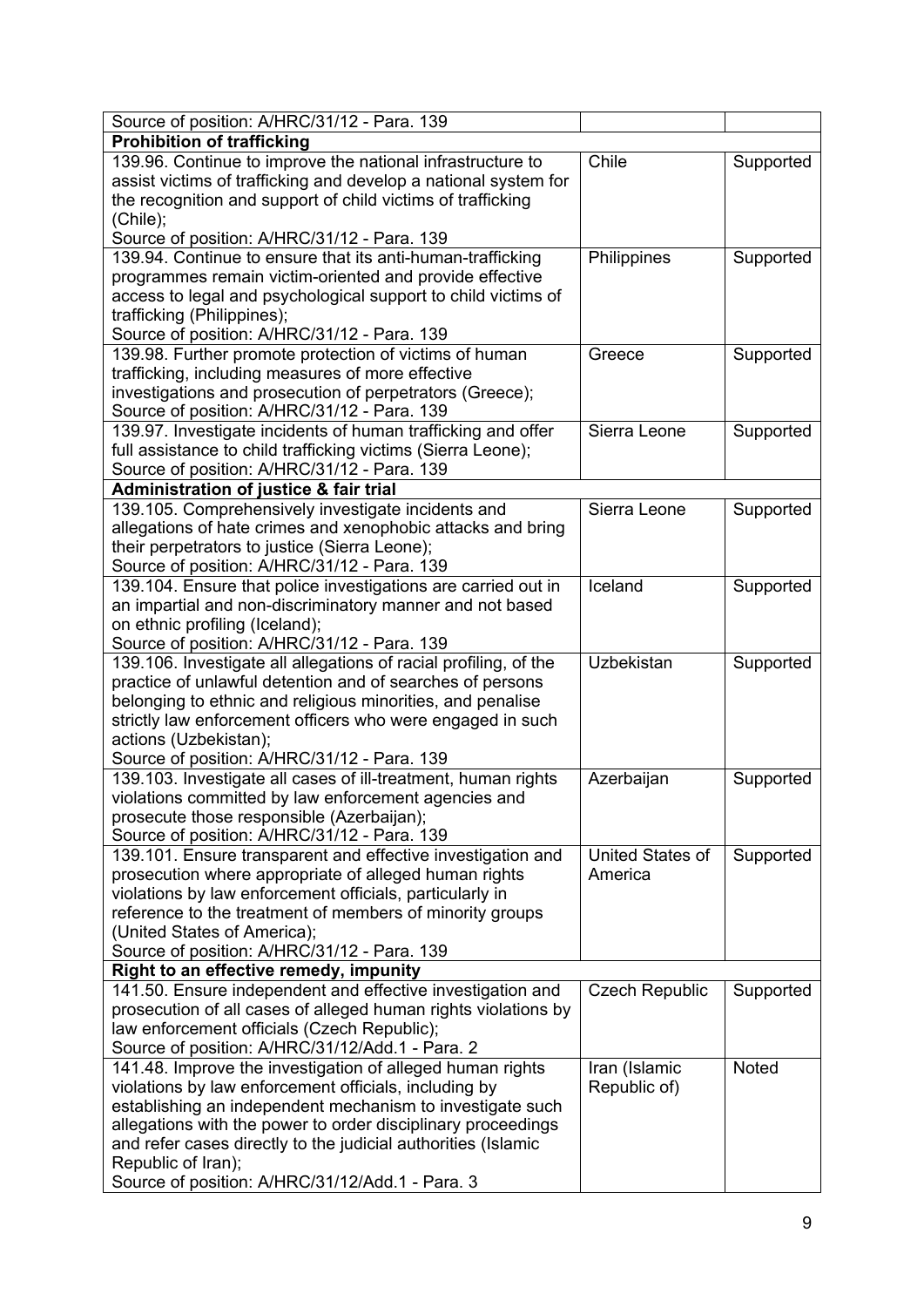| Source of position: A/HRC/31/12 - Para. 139 | | |
|---|---|---|
| **Prohibition of trafficking** | | |
| 139.96. Continue to improve the national infrastructure to assist victims of trafficking and develop a national system for the recognition and support of child victims of trafficking (Chile);<br>Source of position: A/HRC/31/12 - Para. 139 | Chile | Supported |
| 139.94. Continue to ensure that its anti-human-trafficking programmes remain victim-oriented and provide effective access to legal and psychological support to child victims of trafficking (Philippines);<br>Source of position: A/HRC/31/12 - Para. 139 | Philippines | Supported |
| 139.98. Further promote protection of victims of human trafficking, including measures of more effective investigations and prosecution of perpetrators (Greece);<br>Source of position: A/HRC/31/12 - Para. 139 | Greece | Supported |
| 139.97. Investigate incidents of human trafficking and offer full assistance to child trafficking victims (Sierra Leone);<br>Source of position: A/HRC/31/12 - Para. 139 | Sierra Leone | Supported |
| **Administration of justice & fair trial** | | |
| 139.105. Comprehensively investigate incidents and allegations of hate crimes and xenophobic attacks and bring their perpetrators to justice (Sierra Leone);<br>Source of position: A/HRC/31/12 - Para. 139 | Sierra Leone | Supported |
| 139.104. Ensure that police investigations are carried out in an impartial and non-discriminatory manner and not based on ethnic profiling (Iceland);<br>Source of position: A/HRC/31/12 - Para. 139 | Iceland | Supported |
| 139.106. Investigate all allegations of racial profiling, of the practice of unlawful detention and of searches of persons belonging to ethnic and religious minorities, and penalise strictly law enforcement officers who were engaged in such actions (Uzbekistan);<br>Source of position: A/HRC/31/12 - Para. 139 | Uzbekistan | Supported |
| 139.103. Investigate all cases of ill-treatment, human rights violations committed by law enforcement agencies and prosecute those responsible (Azerbaijan);<br>Source of position: A/HRC/31/12 - Para. 139 | Azerbaijan | Supported |
| 139.101. Ensure transparent and effective investigation and prosecution where appropriate of alleged human rights violations by law enforcement officials, particularly in reference to the treatment of members of minority groups (United States of America);<br>Source of position: A/HRC/31/12 - Para. 139 | United States of America | Supported |
| **Right to an effective remedy, impunity** | | |
| 141.50. Ensure independent and effective investigation and prosecution of all cases of alleged human rights violations by law enforcement officials (Czech Republic);<br>Source of position: A/HRC/31/12/Add.1 - Para. 2 | Czech Republic | Supported |
| 141.48. Improve the investigation of alleged human rights violations by law enforcement officials, including by establishing an independent mechanism to investigate such allegations with the power to order disciplinary proceedings and refer cases directly to the judicial authorities (Islamic Republic of Iran);<br>Source of position: A/HRC/31/12/Add.1 - Para. 3 | Iran (Islamic Republic of) | Noted |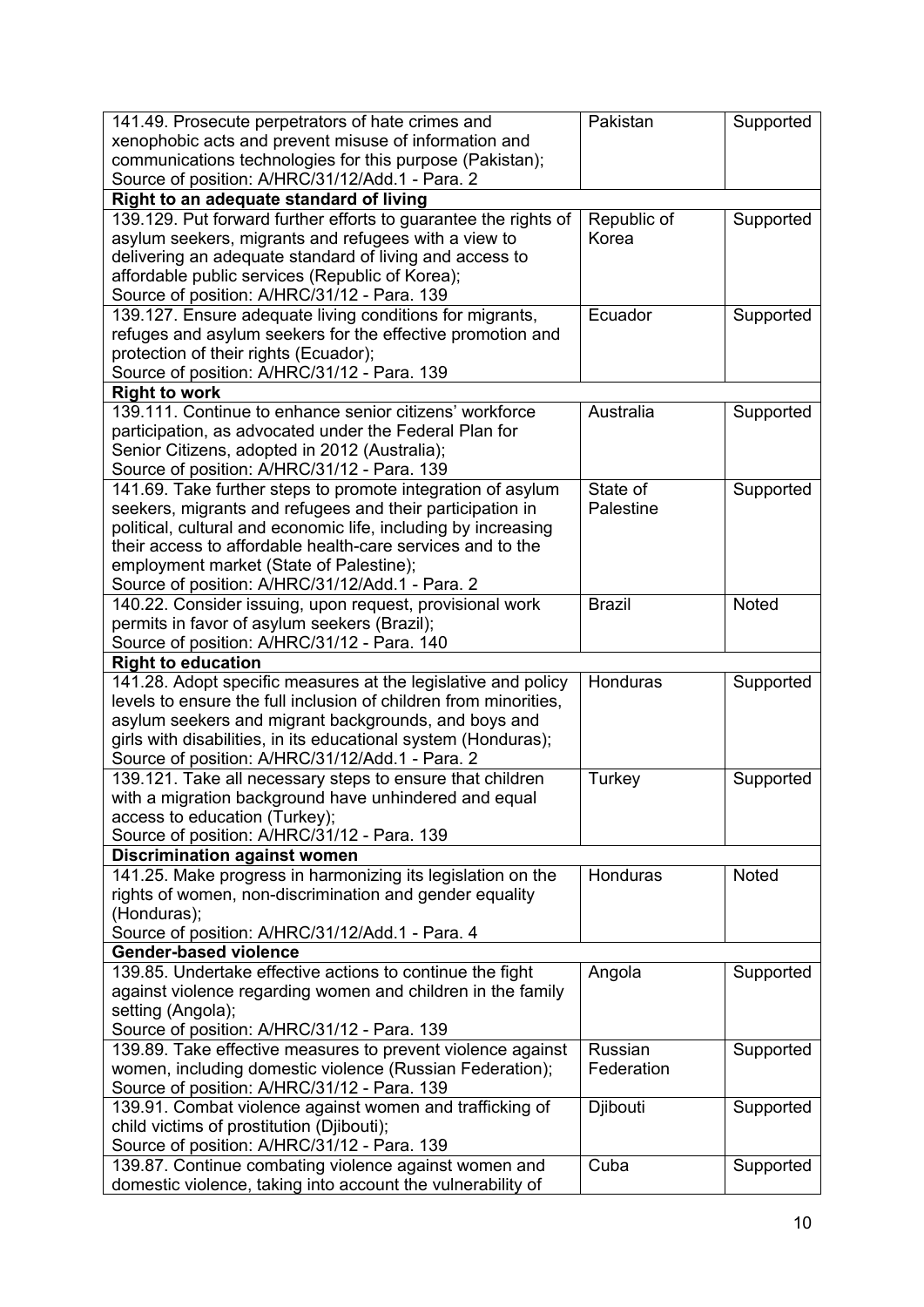| | | |
|---|---|---|
| 141.49. Prosecute perpetrators of hate crimes and xenophobic acts and prevent misuse of information and communications technologies for this purpose (Pakistan);<br>Source of position: A/HRC/31/12/Add.1 - Para. 2 | Pakistan | Supported |
| **Right to an adequate standard of living** | | |
| 139.129. Put forward further efforts to guarantee the rights of asylum seekers, migrants and refugees with a view to delivering an adequate standard of living and access to affordable public services (Republic of Korea);<br>Source of position: A/HRC/31/12 - Para. 139 | Republic of Korea | Supported |
| 139.127. Ensure adequate living conditions for migrants, refuges and asylum seekers for the effective promotion and protection of their rights (Ecuador);<br>Source of position: A/HRC/31/12 - Para. 139 | Ecuador | Supported |
| **Right to work** | | |
| 139.111. Continue to enhance senior citizens' workforce participation, as advocated under the Federal Plan for Senior Citizens, adopted in 2012 (Australia);<br>Source of position: A/HRC/31/12 - Para. 139 | Australia | Supported |
| 141.69. Take further steps to promote integration of asylum seekers, migrants and refugees and their participation in political, cultural and economic life, including by increasing their access to affordable health-care services and to the employment market (State of Palestine);<br>Source of position: A/HRC/31/12/Add.1 - Para. 2 | State of Palestine | Supported |
| 140.22. Consider issuing, upon request, provisional work permits in favor of asylum seekers (Brazil);<br>Source of position: A/HRC/31/12 - Para. 140 | Brazil | Noted |
| **Right to education** | | |
| 141.28. Adopt specific measures at the legislative and policy levels to ensure the full inclusion of children from minorities, asylum seekers and migrant backgrounds, and boys and girls with disabilities, in its educational system (Honduras);<br>Source of position: A/HRC/31/12/Add.1 - Para. 2 | Honduras | Supported |
| 139.121. Take all necessary steps to ensure that children with a migration background have unhindered and equal access to education (Turkey);<br>Source of position: A/HRC/31/12 - Para. 139 | Turkey | Supported |
| **Discrimination against women** | | |
| 141.25. Make progress in harmonizing its legislation on the rights of women, non-discrimination and gender equality (Honduras);<br>Source of position: A/HRC/31/12/Add.1 - Para. 4 | Honduras | Noted |
| **Gender-based violence** | | |
| 139.85. Undertake effective actions to continue the fight against violence regarding women and children in the family setting (Angola);<br>Source of position: A/HRC/31/12 - Para. 139 | Angola | Supported |
| 139.89. Take effective measures to prevent violence against women, including domestic violence (Russian Federation);<br>Source of position: A/HRC/31/12 - Para. 139 | Russian Federation | Supported |
| 139.91. Combat violence against women and trafficking of child victims of prostitution (Djibouti);<br>Source of position: A/HRC/31/12 - Para. 139 | Djibouti | Supported |
| 139.87. Continue combating violence against women and domestic violence, taking into account the vulnerability of | Cuba | Supported |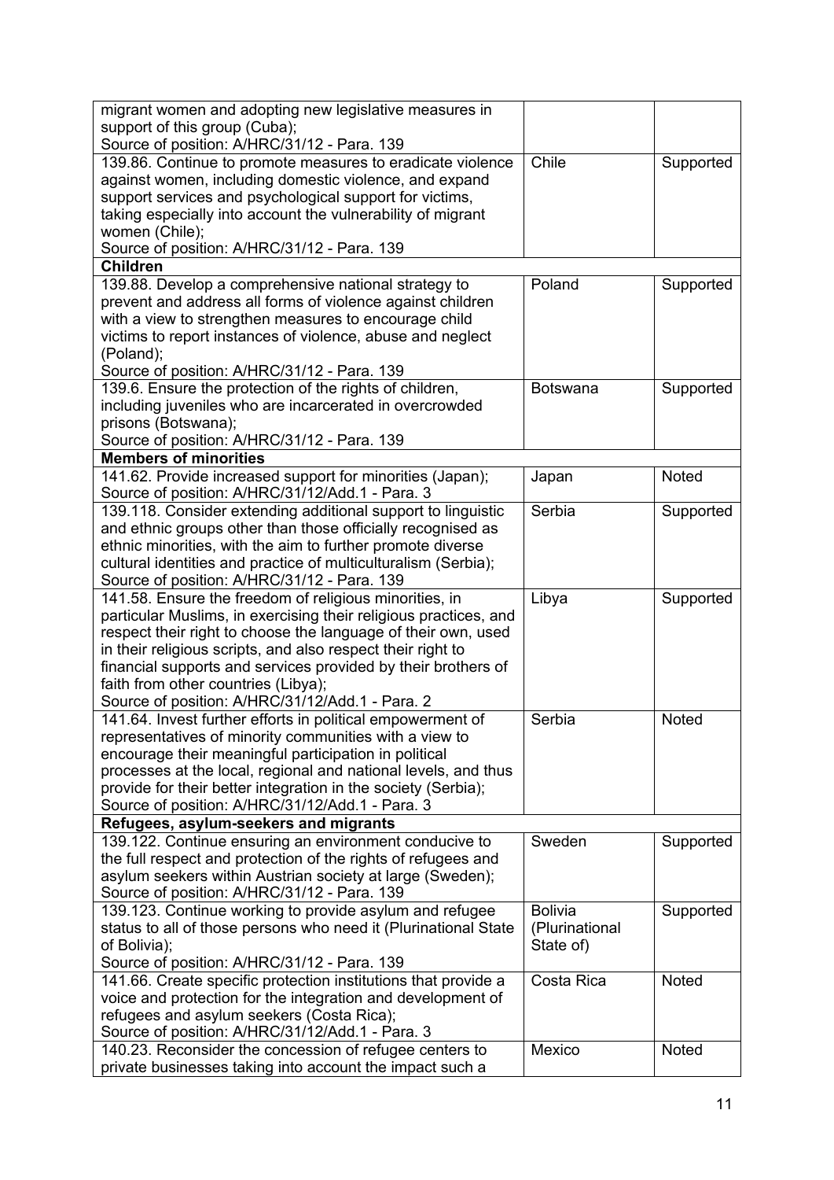| | | |
|---|---|---|
| migrant women and adopting new legislative measures in support of this group (Cuba);<br>Source of position: A/HRC/31/12 - Para. 139 | | |
| 139.86. Continue to promote measures to eradicate violence against women, including domestic violence, and expand support services and psychological support for victims, taking especially into account the vulnerability of migrant women (Chile);<br>Source of position: A/HRC/31/12 - Para. 139 | Chile | Supported |
| **Children** | | |
| 139.88. Develop a comprehensive national strategy to prevent and address all forms of violence against children with a view to strengthen measures to encourage child victims to report instances of violence, abuse and neglect (Poland);<br>Source of position: A/HRC/31/12 - Para. 139 | Poland | Supported |
| 139.6. Ensure the protection of the rights of children, including juveniles who are incarcerated in overcrowded prisons (Botswana);<br>Source of position: A/HRC/31/12 - Para. 139 | Botswana | Supported |
| **Members of minorities** | | |
| 141.62. Provide increased support for minorities (Japan);<br>Source of position: A/HRC/31/12/Add.1 - Para. 3 | Japan | Noted |
| 139.118. Consider extending additional support to linguistic and ethnic groups other than those officially recognised as ethnic minorities, with the aim to further promote diverse cultural identities and practice of multiculturalism (Serbia);<br>Source of position: A/HRC/31/12 - Para. 139 | Serbia | Supported |
| 141.58. Ensure the freedom of religious minorities, in particular Muslims, in exercising their religious practices, and respect their right to choose the language of their own, used in their religious scripts, and also respect their right to financial supports and services provided by their brothers of faith from other countries (Libya);<br>Source of position: A/HRC/31/12/Add.1 - Para. 2 | Libya | Supported |
| 141.64. Invest further efforts in political empowerment of representatives of minority communities with a view to encourage their meaningful participation in political processes at the local, regional and national levels, and thus provide for their better integration in the society (Serbia);<br>Source of position: A/HRC/31/12/Add.1 - Para. 3 | Serbia | Noted |
| **Refugees, asylum-seekers and migrants** | | |
| 139.122. Continue ensuring an environment conducive to the full respect and protection of the rights of refugees and asylum seekers within Austrian society at large (Sweden);<br>Source of position: A/HRC/31/12 - Para. 139 | Sweden | Supported |
| 139.123. Continue working to provide asylum and refugee status to all of those persons who need it (Plurinational State of Bolivia);<br>Source of position: A/HRC/31/12 - Para. 139 | Bolivia (Plurinational State of) | Supported |
| 141.66. Create specific protection institutions that provide a voice and protection for the integration and development of refugees and asylum seekers (Costa Rica);<br>Source of position: A/HRC/31/12/Add.1 - Para. 3 | Costa Rica | Noted |
| 140.23. Reconsider the concession of refugee centers to private businesses taking into account the impact such a | Mexico | Noted |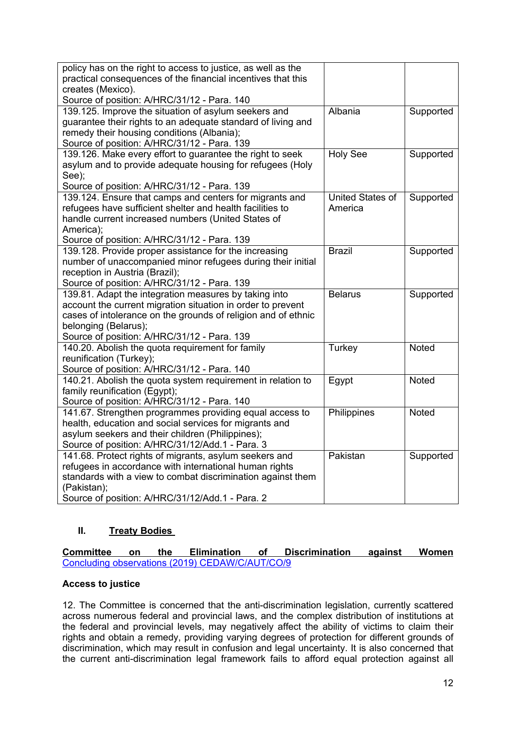| | | |
|---|---|---|
| policy has on the right to access to justice, as well as the practical consequences of the financial incentives that this creates (Mexico).<br>Source of position: A/HRC/31/12 - Para. 140 | | |
| 139.125. Improve the situation of asylum seekers and guarantee their rights to an adequate standard of living and remedy their housing conditions (Albania);<br>Source of position: A/HRC/31/12 - Para. 139 | Albania | Supported |
| 139.126. Make every effort to guarantee the right to seek asylum and to provide adequate housing for refugees (Holy See);<br>Source of position: A/HRC/31/12 - Para. 139 | Holy See | Supported |
| 139.124. Ensure that camps and centers for migrants and refugees have sufficient shelter and health facilities to handle current increased numbers (United States of America);<br>Source of position: A/HRC/31/12 - Para. 139 | United States of America | Supported |
| 139.128. Provide proper assistance for the increasing number of unaccompanied minor refugees during their initial reception in Austria (Brazil);<br>Source of position: A/HRC/31/12 - Para. 139 | Brazil | Supported |
| 139.81. Adapt the integration measures by taking into account the current migration situation in order to prevent cases of intolerance on the grounds of religion and of ethnic belonging (Belarus);<br>Source of position: A/HRC/31/12 - Para. 139 | Belarus | Supported |
| 140.20. Abolish the quota requirement for family reunification (Turkey);<br>Source of position: A/HRC/31/12 - Para. 140 | Turkey | Noted |
| 140.21. Abolish the quota system requirement in relation to family reunification (Egypt);<br>Source of position: A/HRC/31/12 - Para. 140 | Egypt | Noted |
| 141.67. Strengthen programmes providing equal access to health, education and social services for migrants and asylum seekers and their children (Philippines);<br>Source of position: A/HRC/31/12/Add.1 - Para. 3 | Philippines | Noted |
| 141.68. Protect rights of migrants, asylum seekers and refugees in accordance with international human rights standards with a view to combat discrimination against them (Pakistan);<br>Source of position: A/HRC/31/12/Add.1 - Para. 2 | Pakistan | Supported |

## II. Treaty Bodies

**Committee on the Elimination of Discrimination against Women**
Concluding observations (2019) CEDAW/C/AUT/CO/9

**Access to justice**

12. The Committee is concerned that the anti-discrimination legislation, currently scattered across numerous federal and provincial laws, and the complex distribution of institutions at the federal and provincial levels, may negatively affect the ability of victims to claim their rights and obtain a remedy, providing varying degrees of protection for different grounds of discrimination, which may result in confusion and legal uncertainty. It is also concerned that the current anti-discrimination legal framework fails to afford equal protection against all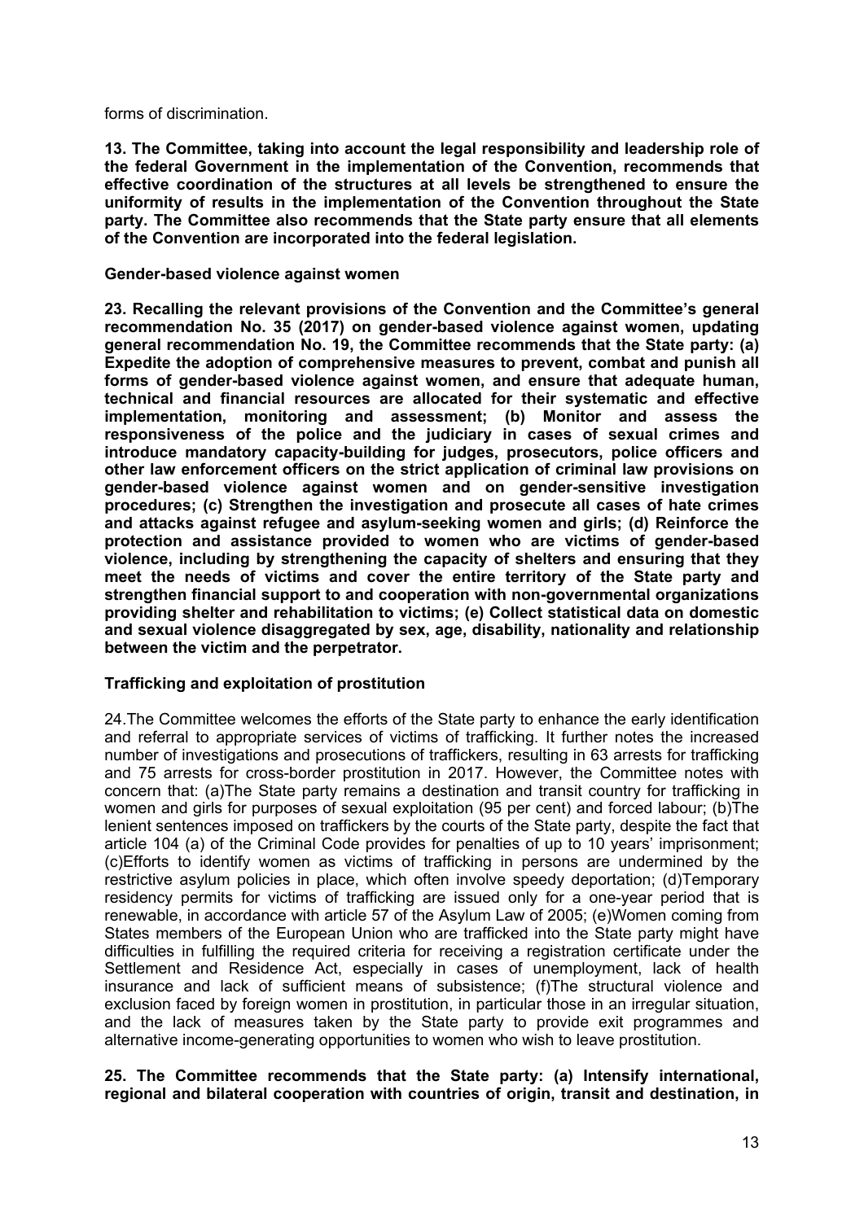forms of discrimination.

**13. The Committee, taking into account the legal responsibility and leadership role of the federal Government in the implementation of the Convention, recommends that effective coordination of the structures at all levels be strengthened to ensure the uniformity of results in the implementation of the Convention throughout the State party. The Committee also recommends that the State party ensure that all elements of the Convention are incorporated into the federal legislation.**

**Gender-based violence against women**

**23. Recalling the relevant provisions of the Convention and the Committee's general recommendation No. 35 (2017) on gender-based violence against women, updating general recommendation No. 19, the Committee recommends that the State party: (a) Expedite the adoption of comprehensive measures to prevent, combat and punish all forms of gender-based violence against women, and ensure that adequate human, technical and financial resources are allocated for their systematic and effective implementation, monitoring and assessment; (b) Monitor and assess the responsiveness of the police and the judiciary in cases of sexual crimes and introduce mandatory capacity-building for judges, prosecutors, police officers and other law enforcement officers on the strict application of criminal law provisions on gender-based violence against women and on gender-sensitive investigation procedures; (c) Strengthen the investigation and prosecute all cases of hate crimes and attacks against refugee and asylum-seeking women and girls; (d) Reinforce the protection and assistance provided to women who are victims of gender-based violence, including by strengthening the capacity of shelters and ensuring that they meet the needs of victims and cover the entire territory of the State party and strengthen financial support to and cooperation with non-governmental organizations providing shelter and rehabilitation to victims; (e) Collect statistical data on domestic and sexual violence disaggregated by sex, age, disability, nationality and relationship between the victim and the perpetrator.**

**Trafficking and exploitation of prostitution**

24.The Committee welcomes the efforts of the State party to enhance the early identification and referral to appropriate services of victims of trafficking. It further notes the increased number of investigations and prosecutions of traffickers, resulting in 63 arrests for trafficking and 75 arrests for cross-border prostitution in 2017. However, the Committee notes with concern that: (a)The State party remains a destination and transit country for trafficking in women and girls for purposes of sexual exploitation (95 per cent) and forced labour; (b)The lenient sentences imposed on traffickers by the courts of the State party, despite the fact that article 104 (a) of the Criminal Code provides for penalties of up to 10 years' imprisonment; (c)Efforts to identify women as victims of trafficking in persons are undermined by the restrictive asylum policies in place, which often involve speedy deportation; (d)Temporary residency permits for victims of trafficking are issued only for a one-year period that is renewable, in accordance with article 57 of the Asylum Law of 2005; (e)Women coming from States members of the European Union who are trafficked into the State party might have difficulties in fulfilling the required criteria for receiving a registration certificate under the Settlement and Residence Act, especially in cases of unemployment, lack of health insurance and lack of sufficient means of subsistence; (f)The structural violence and exclusion faced by foreign women in prostitution, in particular those in an irregular situation, and the lack of measures taken by the State party to provide exit programmes and alternative income-generating opportunities to women who wish to leave prostitution.

**25. The Committee recommends that the State party: (a) Intensify international, regional and bilateral cooperation with countries of origin, transit and destination, in**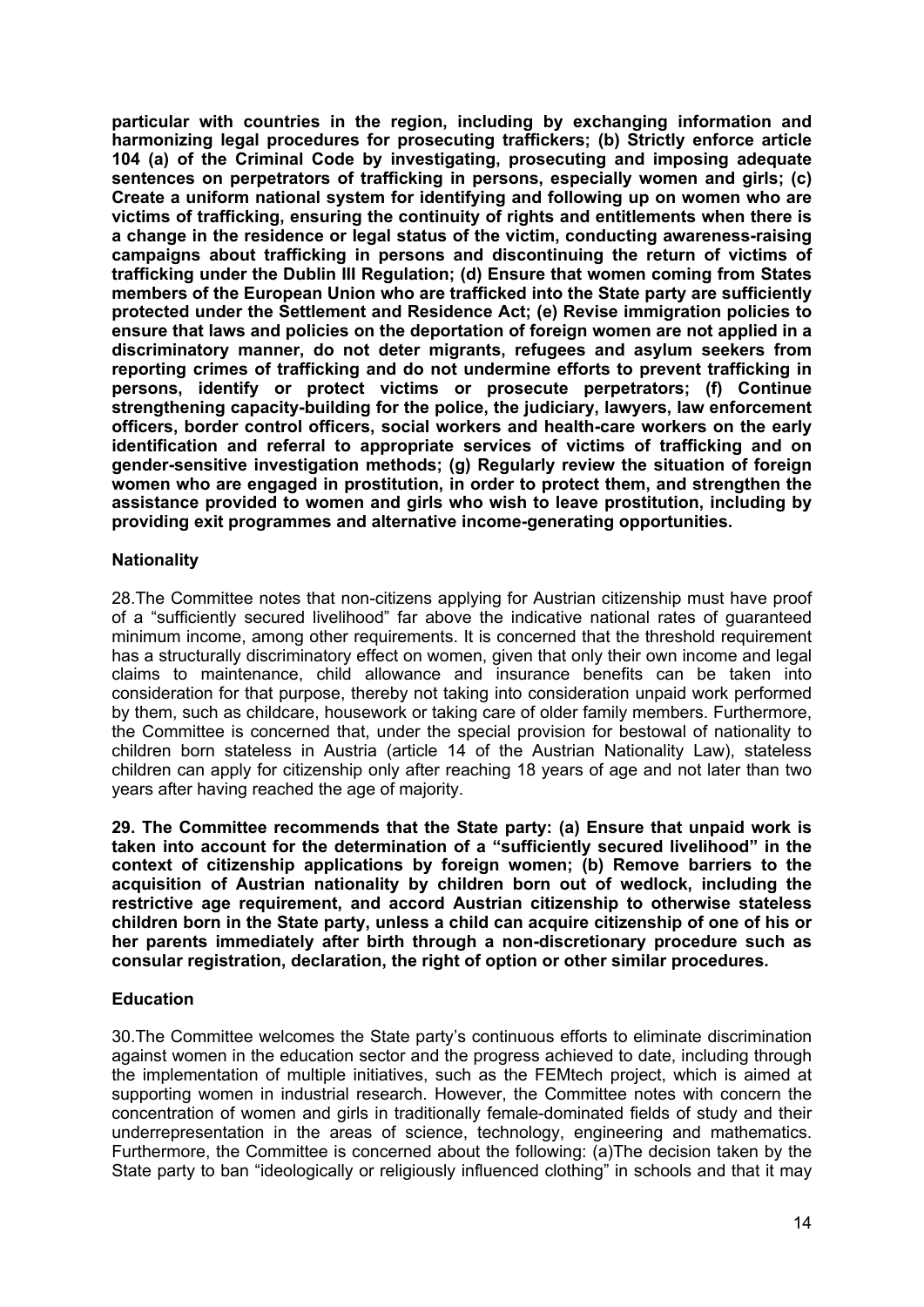**particular with countries in the region, including by exchanging information and harmonizing legal procedures for prosecuting traffickers; (b) Strictly enforce article 104 (a) of the Criminal Code by investigating, prosecuting and imposing adequate sentences on perpetrators of trafficking in persons, especially women and girls; (c) Create a uniform national system for identifying and following up on women who are victims of trafficking, ensuring the continuity of rights and entitlements when there is a change in the residence or legal status of the victim, conducting awareness-raising campaigns about trafficking in persons and discontinuing the return of victims of trafficking under the Dublin III Regulation; (d) Ensure that women coming from States members of the European Union who are trafficked into the State party are sufficiently protected under the Settlement and Residence Act; (e) Revise immigration policies to ensure that laws and policies on the deportation of foreign women are not applied in a discriminatory manner, do not deter migrants, refugees and asylum seekers from reporting crimes of trafficking and do not undermine efforts to prevent trafficking in persons, identify or protect victims or prosecute perpetrators; (f) Continue strengthening capacity-building for the police, the judiciary, lawyers, law enforcement officers, border control officers, social workers and health-care workers on the early identification and referral to appropriate services of victims of trafficking and on gender-sensitive investigation methods; (g) Regularly review the situation of foreign women who are engaged in prostitution, in order to protect them, and strengthen the assistance provided to women and girls who wish to leave prostitution, including by providing exit programmes and alternative income-generating opportunities.**

### Nationality

28.The Committee notes that non-citizens applying for Austrian citizenship must have proof of a "sufficiently secured livelihood" far above the indicative national rates of guaranteed minimum income, among other requirements. It is concerned that the threshold requirement has a structurally discriminatory effect on women, given that only their own income and legal claims to maintenance, child allowance and insurance benefits can be taken into consideration for that purpose, thereby not taking into consideration unpaid work performed by them, such as childcare, housework or taking care of older family members. Furthermore, the Committee is concerned that, under the special provision for bestowal of nationality to children born stateless in Austria (article 14 of the Austrian Nationality Law), stateless children can apply for citizenship only after reaching 18 years of age and not later than two years after having reached the age of majority.

**29. The Committee recommends that the State party: (a) Ensure that unpaid work is taken into account for the determination of a "sufficiently secured livelihood" in the context of citizenship applications by foreign women; (b) Remove barriers to the acquisition of Austrian nationality by children born out of wedlock, including the restrictive age requirement, and accord Austrian citizenship to otherwise stateless children born in the State party, unless a child can acquire citizenship of one of his or her parents immediately after birth through a non-discretionary procedure such as consular registration, declaration, the right of option or other similar procedures.**

### Education

30.The Committee welcomes the State party's continuous efforts to eliminate discrimination against women in the education sector and the progress achieved to date, including through the implementation of multiple initiatives, such as the FEMtech project, which is aimed at supporting women in industrial research. However, the Committee notes with concern the concentration of women and girls in traditionally female-dominated fields of study and their underrepresentation in the areas of science, technology, engineering and mathematics. Furthermore, the Committee is concerned about the following: (a)The decision taken by the State party to ban "ideologically or religiously influenced clothing" in schools and that it may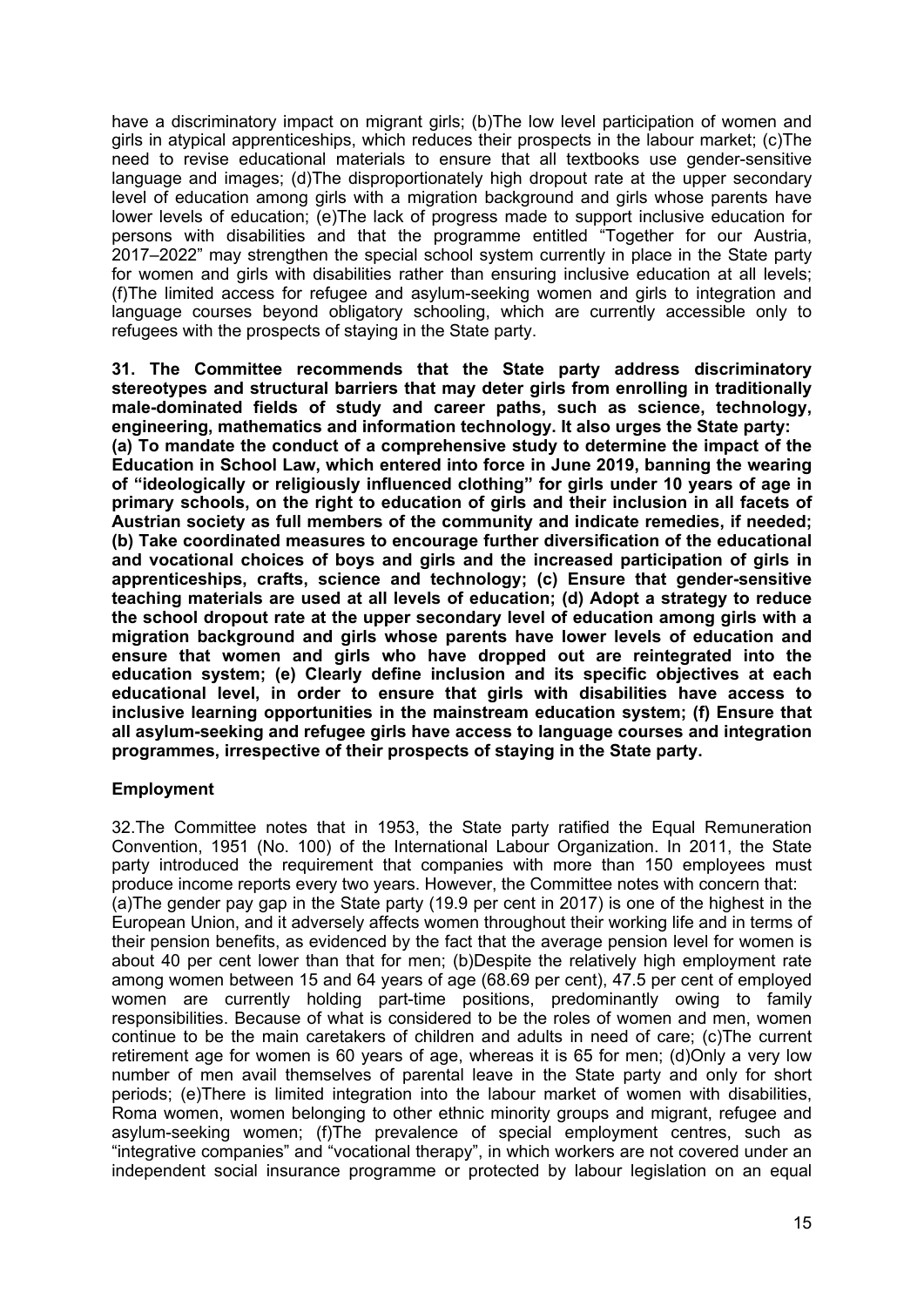have a discriminatory impact on migrant girls; (b)The low level participation of women and girls in atypical apprenticeships, which reduces their prospects in the labour market; (c)The need to revise educational materials to ensure that all textbooks use gender-sensitive language and images; (d)The disproportionately high dropout rate at the upper secondary level of education among girls with a migration background and girls whose parents have lower levels of education; (e)The lack of progress made to support inclusive education for persons with disabilities and that the programme entitled "Together for our Austria, 2017–2022" may strengthen the special school system currently in place in the State party for women and girls with disabilities rather than ensuring inclusive education at all levels; (f)The limited access for refugee and asylum-seeking women and girls to integration and language courses beyond obligatory schooling, which are currently accessible only to refugees with the prospects of staying in the State party.

**31. The Committee recommends that the State party address discriminatory stereotypes and structural barriers that may deter girls from enrolling in traditionally male-dominated fields of study and career paths, such as science, technology, engineering, mathematics and information technology. It also urges the State party: (a) To mandate the conduct of a comprehensive study to determine the impact of the Education in School Law, which entered into force in June 2019, banning the wearing of "ideologically or religiously influenced clothing" for girls under 10 years of age in primary schools, on the right to education of girls and their inclusion in all facets of Austrian society as full members of the community and indicate remedies, if needed; (b) Take coordinated measures to encourage further diversification of the educational and vocational choices of boys and girls and the increased participation of girls in apprenticeships, crafts, science and technology; (c) Ensure that gender-sensitive teaching materials are used at all levels of education; (d) Adopt a strategy to reduce the school dropout rate at the upper secondary level of education among girls with a migration background and girls whose parents have lower levels of education and ensure that women and girls who have dropped out are reintegrated into the education system; (e) Clearly define inclusion and its specific objectives at each educational level, in order to ensure that girls with disabilities have access to inclusive learning opportunities in the mainstream education system; (f) Ensure that all asylum-seeking and refugee girls have access to language courses and integration programmes, irrespective of their prospects of staying in the State party.**

### Employment

32.The Committee notes that in 1953, the State party ratified the Equal Remuneration Convention, 1951 (No. 100) of the International Labour Organization. In 2011, the State party introduced the requirement that companies with more than 150 employees must produce income reports every two years. However, the Committee notes with concern that: (a)The gender pay gap in the State party (19.9 per cent in 2017) is one of the highest in the European Union, and it adversely affects women throughout their working life and in terms of their pension benefits, as evidenced by the fact that the average pension level for women is about 40 per cent lower than that for men; (b)Despite the relatively high employment rate among women between 15 and 64 years of age (68.69 per cent), 47.5 per cent of employed women are currently holding part-time positions, predominantly owing to family responsibilities. Because of what is considered to be the roles of women and men, women continue to be the main caretakers of children and adults in need of care; (c)The current retirement age for women is 60 years of age, whereas it is 65 for men; (d)Only a very low number of men avail themselves of parental leave in the State party and only for short periods; (e)There is limited integration into the labour market of women with disabilities, Roma women, women belonging to other ethnic minority groups and migrant, refugee and asylum-seeking women; (f)The prevalence of special employment centres, such as "integrative companies" and "vocational therapy", in which workers are not covered under an independent social insurance programme or protected by labour legislation on an equal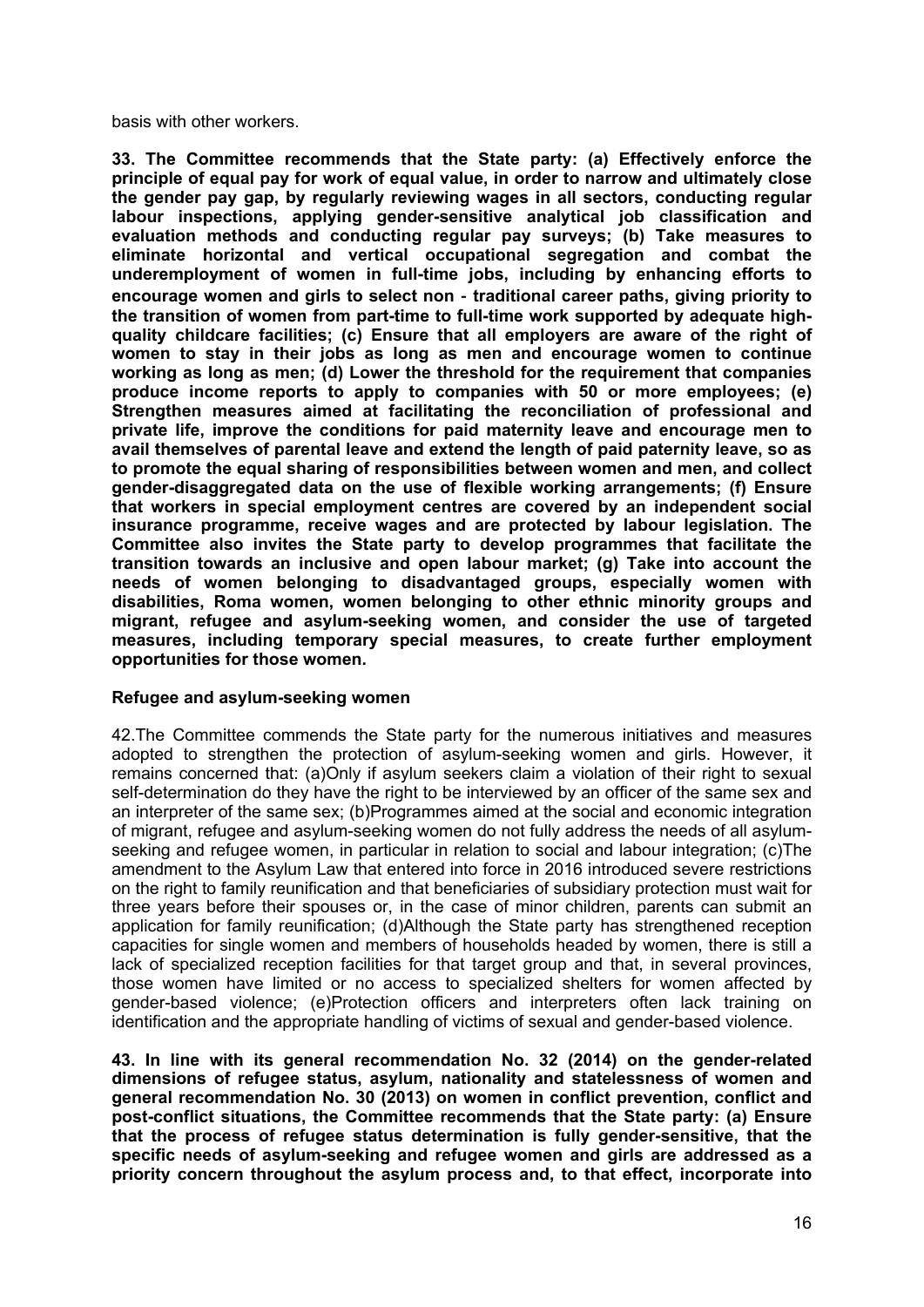basis with other workers.

**33. The Committee recommends that the State party: (a) Effectively enforce the principle of equal pay for work of equal value, in order to narrow and ultimately close the gender pay gap, by regularly reviewing wages in all sectors, conducting regular labour inspections, applying gender-sensitive analytical job classification and evaluation methods and conducting regular pay surveys; (b) Take measures to eliminate horizontal and vertical occupational segregation and combat the underemployment of women in full-time jobs, including by enhancing efforts to encourage women and girls to select non - traditional career paths, giving priority to the transition of women from part-time to full-time work supported by adequate high-quality childcare facilities; (c) Ensure that all employers are aware of the right of women to stay in their jobs as long as men and encourage women to continue working as long as men; (d) Lower the threshold for the requirement that companies produce income reports to apply to companies with 50 or more employees; (e) Strengthen measures aimed at facilitating the reconciliation of professional and private life, improve the conditions for paid maternity leave and encourage men to avail themselves of parental leave and extend the length of paid paternity leave, so as to promote the equal sharing of responsibilities between women and men, and collect gender-disaggregated data on the use of flexible working arrangements; (f) Ensure that workers in special employment centres are covered by an independent social insurance programme, receive wages and are protected by labour legislation. The Committee also invites the State party to develop programmes that facilitate the transition towards an inclusive and open labour market; (g) Take into account the needs of women belonging to disadvantaged groups, especially women with disabilities, Roma women, women belonging to other ethnic minority groups and migrant, refugee and asylum-seeking women, and consider the use of targeted measures, including temporary special measures, to create further employment opportunities for those women.**

**Refugee and asylum-seeking women**

42.The Committee commends the State party for the numerous initiatives and measures adopted to strengthen the protection of asylum-seeking women and girls. However, it remains concerned that: (a)Only if asylum seekers claim a violation of their right to sexual self-determination do they have the right to be interviewed by an officer of the same sex and an interpreter of the same sex; (b)Programmes aimed at the social and economic integration of migrant, refugee and asylum-seeking women do not fully address the needs of all asylum-seeking and refugee women, in particular in relation to social and labour integration; (c)The amendment to the Asylum Law that entered into force in 2016 introduced severe restrictions on the right to family reunification and that beneficiaries of subsidiary protection must wait for three years before their spouses or, in the case of minor children, parents can submit an application for family reunification; (d)Although the State party has strengthened reception capacities for single women and members of households headed by women, there is still a lack of specialized reception facilities for that target group and that, in several provinces, those women have limited or no access to specialized shelters for women affected by gender-based violence; (e)Protection officers and interpreters often lack training on identification and the appropriate handling of victims of sexual and gender-based violence.

**43. In line with its general recommendation No. 32 (2014) on the gender-related dimensions of refugee status, asylum, nationality and statelessness of women and general recommendation No. 30 (2013) on women in conflict prevention, conflict and post-conflict situations, the Committee recommends that the State party: (a) Ensure that the process of refugee status determination is fully gender-sensitive, that the specific needs of asylum-seeking and refugee women and girls are addressed as a priority concern throughout the asylum process and, to that effect, incorporate into**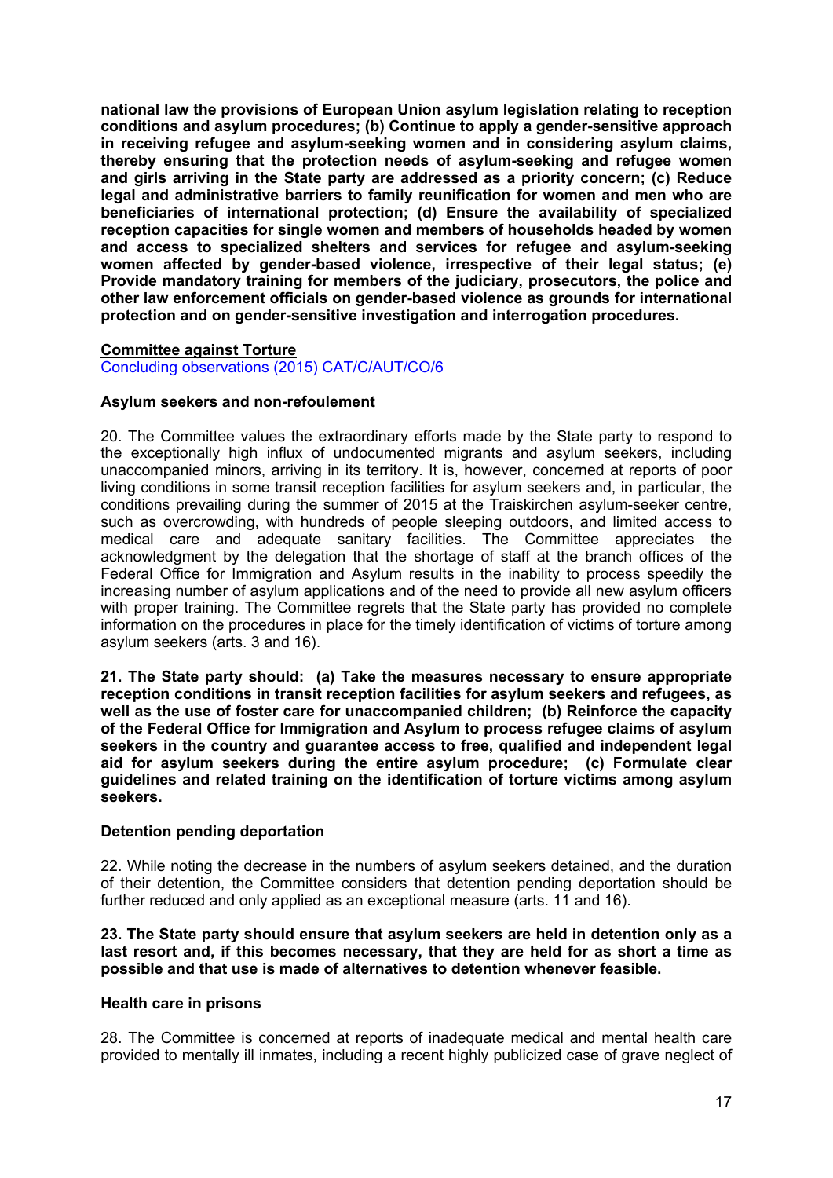**national law the provisions of European Union asylum legislation relating to reception conditions and asylum procedures; (b) Continue to apply a gender-sensitive approach in receiving refugee and asylum-seeking women and in considering asylum claims, thereby ensuring that the protection needs of asylum-seeking and refugee women and girls arriving in the State party are addressed as a priority concern; (c) Reduce legal and administrative barriers to family reunification for women and men who are beneficiaries of international protection; (d) Ensure the availability of specialized reception capacities for single women and members of households headed by women and access to specialized shelters and services for refugee and asylum-seeking women affected by gender-based violence, irrespective of their legal status; (e) Provide mandatory training for members of the judiciary, prosecutors, the police and other law enforcement officials on gender-based violence as grounds for international protection and on gender-sensitive investigation and interrogation procedures.**

**Committee against Torture**

Concluding observations (2015) CAT/C/AUT/CO/6

**Asylum seekers and non-refoulement**

20. The Committee values the extraordinary efforts made by the State party to respond to the exceptionally high influx of undocumented migrants and asylum seekers, including unaccompanied minors, arriving in its territory. It is, however, concerned at reports of poor living conditions in some transit reception facilities for asylum seekers and, in particular, the conditions prevailing during the summer of 2015 at the Traiskirchen asylum-seeker centre, such as overcrowding, with hundreds of people sleeping outdoors, and limited access to medical care and adequate sanitary facilities. The Committee appreciates the acknowledgment by the delegation that the shortage of staff at the branch offices of the Federal Office for Immigration and Asylum results in the inability to process speedily the increasing number of asylum applications and of the need to provide all new asylum officers with proper training. The Committee regrets that the State party has provided no complete information on the procedures in place for the timely identification of victims of torture among asylum seekers (arts. 3 and 16).

**21. The State party should: (a) Take the measures necessary to ensure appropriate reception conditions in transit reception facilities for asylum seekers and refugees, as well as the use of foster care for unaccompanied children; (b) Reinforce the capacity of the Federal Office for Immigration and Asylum to process refugee claims of asylum seekers in the country and guarantee access to free, qualified and independent legal aid for asylum seekers during the entire asylum procedure; (c) Formulate clear guidelines and related training on the identification of torture victims among asylum seekers.**

**Detention pending deportation**

22. While noting the decrease in the numbers of asylum seekers detained, and the duration of their detention, the Committee considers that detention pending deportation should be further reduced and only applied as an exceptional measure (arts. 11 and 16).

**23. The State party should ensure that asylum seekers are held in detention only as a last resort and, if this becomes necessary, that they are held for as short a time as possible and that use is made of alternatives to detention whenever feasible.**

**Health care in prisons**

28. The Committee is concerned at reports of inadequate medical and mental health care provided to mentally ill inmates, including a recent highly publicized case of grave neglect of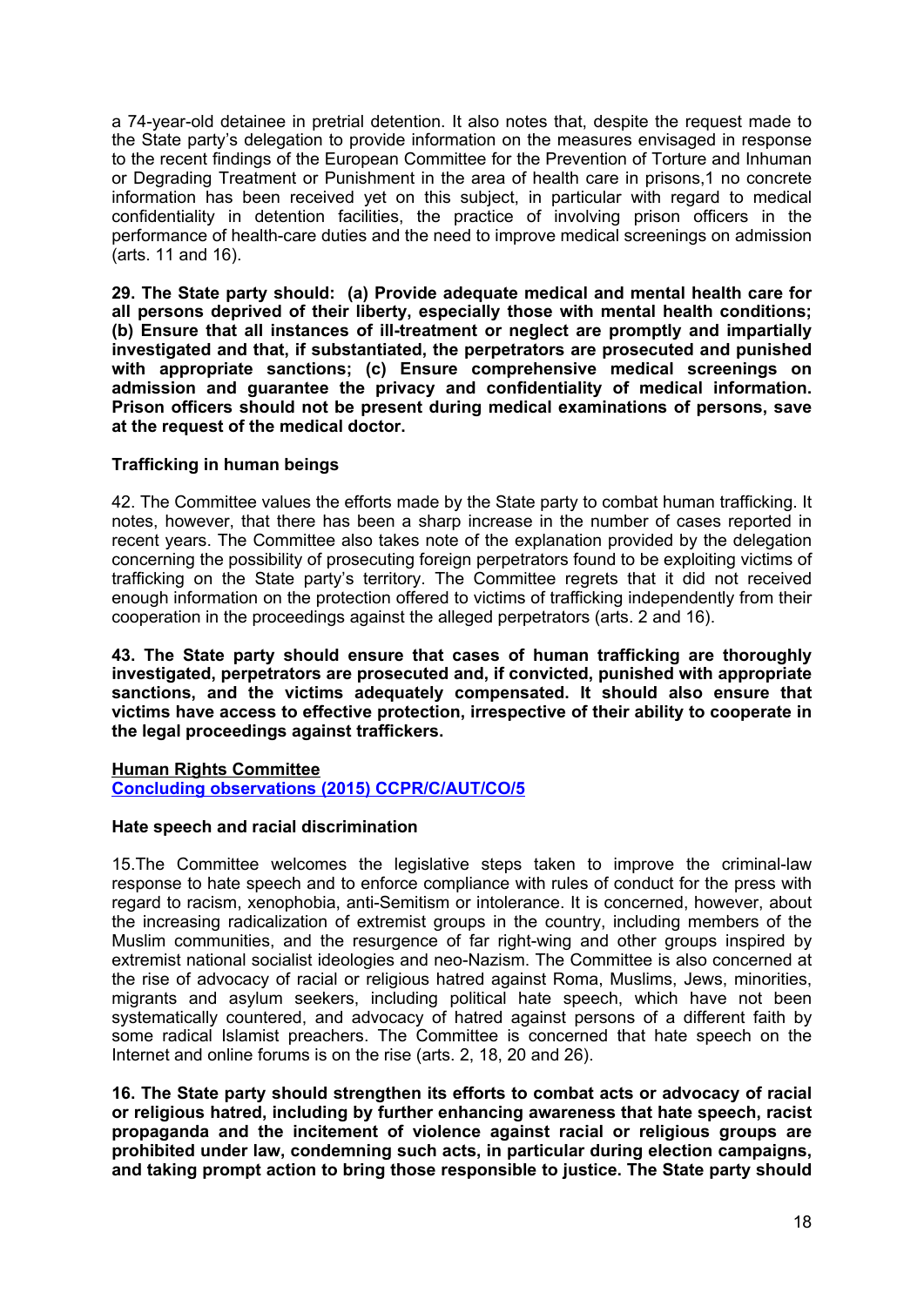a 74-year-old detainee in pretrial detention. It also notes that, despite the request made to the State party's delegation to provide information on the measures envisaged in response to the recent findings of the European Committee for the Prevention of Torture and Inhuman or Degrading Treatment or Punishment in the area of health care in prisons,[1] no concrete information has been received yet on this subject, in particular with regard to medical confidentiality in detention facilities, the practice of involving prison officers in the performance of health-care duties and the need to improve medical screenings on admission (arts. 11 and 16).

**29. The State party should: (a) Provide adequate medical and mental health care for all persons deprived of their liberty, especially those with mental health conditions; (b) Ensure that all instances of ill-treatment or neglect are promptly and impartially investigated and that, if substantiated, the perpetrators are prosecuted and punished with appropriate sanctions; (c) Ensure comprehensive medical screenings on admission and guarantee the privacy and confidentiality of medical information. Prison officers should not be present during medical examinations of persons, save at the request of the medical doctor.**

**Trafficking in human beings**

42. The Committee values the efforts made by the State party to combat human trafficking. It notes, however, that there has been a sharp increase in the number of cases reported in recent years. The Committee also takes note of the explanation provided by the delegation concerning the possibility of prosecuting foreign perpetrators found to be exploiting victims of trafficking on the State party's territory. The Committee regrets that it did not received enough information on the protection offered to victims of trafficking independently from their cooperation in the proceedings against the alleged perpetrators (arts. 2 and 16).

**43. The State party should ensure that cases of human trafficking are thoroughly investigated, perpetrators are prosecuted and, if convicted, punished with appropriate sanctions, and the victims adequately compensated. It should also ensure that victims have access to effective protection, irrespective of their ability to cooperate in the legal proceedings against traffickers.**

**Human Rights Committee**
**Concluding observations (2015) CCPR/C/AUT/CO/5**

**Hate speech and racial discrimination**

15.The Committee welcomes the legislative steps taken to improve the criminal-law response to hate speech and to enforce compliance with rules of conduct for the press with regard to racism, xenophobia, anti-Semitism or intolerance. It is concerned, however, about the increasing radicalization of extremist groups in the country, including members of the Muslim communities, and the resurgence of far right-wing and other groups inspired by extremist national socialist ideologies and neo-Nazism. The Committee is also concerned at the rise of advocacy of racial or religious hatred against Roma, Muslims, Jews, minorities, migrants and asylum seekers, including political hate speech, which have not been systematically countered, and advocacy of hatred against persons of a different faith by some radical Islamist preachers. The Committee is concerned that hate speech on the Internet and online forums is on the rise (arts. 2, 18, 20 and 26).

**16. The State party should strengthen its efforts to combat acts or advocacy of racial or religious hatred, including by further enhancing awareness that hate speech, racist propaganda and the incitement of violence against racial or religious groups are prohibited under law, condemning such acts, in particular during election campaigns, and taking prompt action to bring those responsible to justice. The State party should**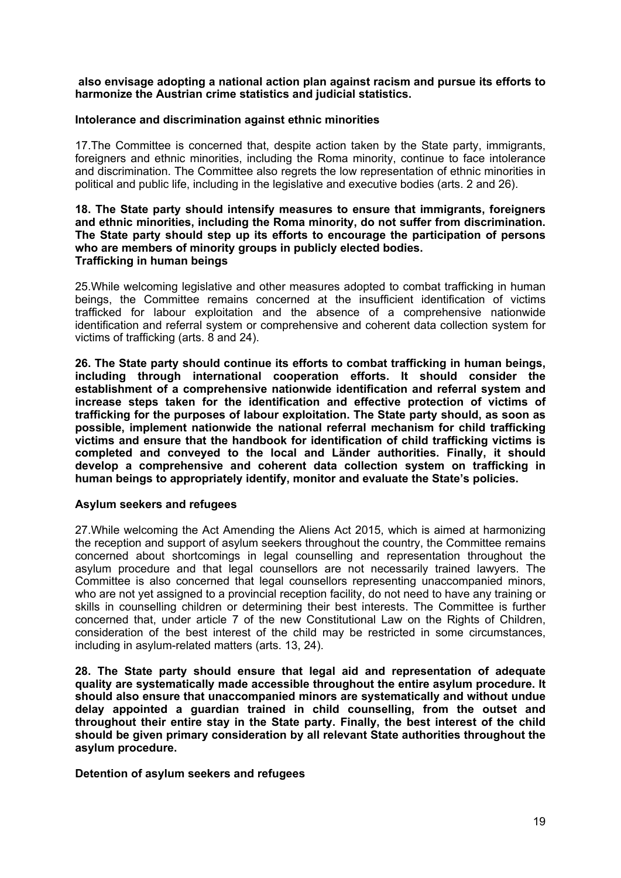**also envisage adopting a national action plan against racism and pursue its efforts to harmonize the Austrian crime statistics and judicial statistics.**

**Intolerance and discrimination against ethnic minorities**

17.The Committee is concerned that, despite action taken by the State party, immigrants, foreigners and ethnic minorities, including the Roma minority, continue to face intolerance and discrimination. The Committee also regrets the low representation of ethnic minorities in political and public life, including in the legislative and executive bodies (arts. 2 and 26).

**18. The State party should intensify measures to ensure that immigrants, foreigners and ethnic minorities, including the Roma minority, do not suffer from discrimination. The State party should step up its efforts to encourage the participation of persons who are members of minority groups in publicly elected bodies.**

**Trafficking in human beings**

25.While welcoming legislative and other measures adopted to combat trafficking in human beings, the Committee remains concerned at the insufficient identification of victims trafficked for labour exploitation and the absence of a comprehensive nationwide identification and referral system or comprehensive and coherent data collection system for victims of trafficking (arts. 8 and 24).

**26. The State party should continue its efforts to combat trafficking in human beings, including through international cooperation efforts. It should consider the establishment of a comprehensive nationwide identification and referral system and increase steps taken for the identification and effective protection of victims of trafficking for the purposes of labour exploitation. The State party should, as soon as possible, implement nationwide the national referral mechanism for child trafficking victims and ensure that the handbook for identification of child trafficking victims is completed and conveyed to the local and Länder authorities. Finally, it should develop a comprehensive and coherent data collection system on trafficking in human beings to appropriately identify, monitor and evaluate the State's policies.**

**Asylum seekers and refugees**

27.While welcoming the Act Amending the Aliens Act 2015, which is aimed at harmonizing the reception and support of asylum seekers throughout the country, the Committee remains concerned about shortcomings in legal counselling and representation throughout the asylum procedure and that legal counsellors are not necessarily trained lawyers. The Committee is also concerned that legal counsellors representing unaccompanied minors, who are not yet assigned to a provincial reception facility, do not need to have any training or skills in counselling children or determining their best interests. The Committee is further concerned that, under article 7 of the new Constitutional Law on the Rights of Children, consideration of the best interest of the child may be restricted in some circumstances, including in asylum-related matters (arts. 13, 24).

**28. The State party should ensure that legal aid and representation of adequate quality are systematically made accessible throughout the entire asylum procedure. It should also ensure that unaccompanied minors are systematically and without undue delay appointed a guardian trained in child counselling, from the outset and throughout their entire stay in the State party. Finally, the best interest of the child should be given primary consideration by all relevant State authorities throughout the asylum procedure.**

**Detention of asylum seekers and refugees**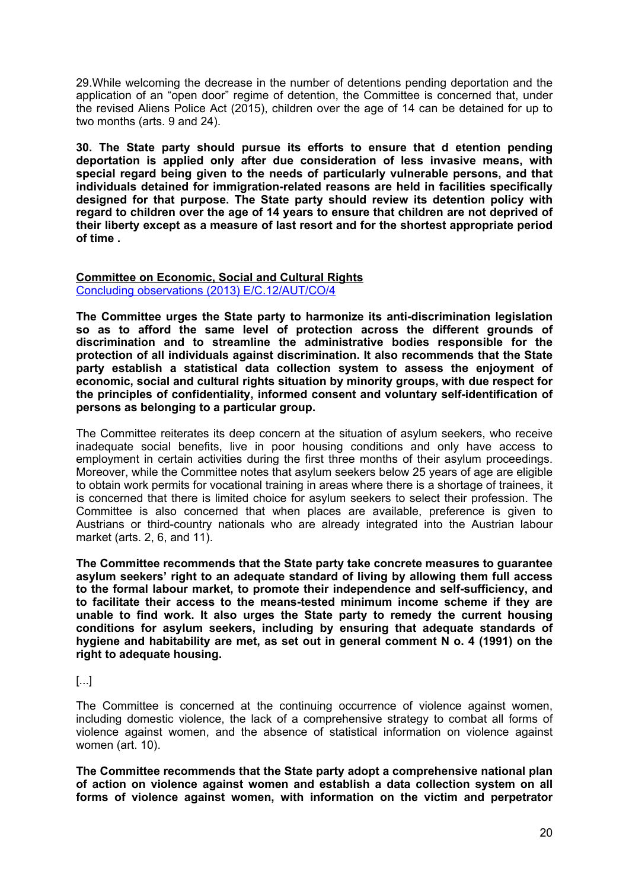29.While welcoming the decrease in the number of detentions pending deportation and the application of an "open door" regime of detention, the Committee is concerned that, under the revised Aliens Police Act (2015), children over the age of 14 can be detained for up to two months (arts. 9 and 24).

**30. The State party should pursue its efforts to ensure that d etention pending deportation is applied only after due consideration of less invasive means, with special regard being given to the needs of particularly vulnerable persons, and that individuals detained for immigration-related reasons are held in facilities specifically designed for that purpose. The State party should review its detention policy with regard to children over the age of 14 years to ensure that children are not deprived of their liberty except as a measure of last resort and for the shortest appropriate period of time .**

**Committee on Economic, Social and Cultural Rights**
Concluding observations (2013) E/C.12/AUT/CO/4

**The Committee urges the State party to harmonize its anti-discrimination legislation so as to afford the same level of protection across the different grounds of discrimination and to streamline the administrative bodies responsible for the protection of all individuals against discrimination. It also recommends that the State party establish a statistical data collection system to assess the enjoyment of economic, social and cultural rights situation by minority groups, with due respect for the principles of confidentiality, informed consent and voluntary self-identification of persons as belonging to a particular group.**

The Committee reiterates its deep concern at the situation of asylum seekers, who receive inadequate social benefits, live in poor housing conditions and only have access to employment in certain activities during the first three months of their asylum proceedings. Moreover, while the Committee notes that asylum seekers below 25 years of age are eligible to obtain work permits for vocational training in areas where there is a shortage of trainees, it is concerned that there is limited choice for asylum seekers to select their profession. The Committee is also concerned that when places are available, preference is given to Austrians or third-country nationals who are already integrated into the Austrian labour market (arts. 2, 6, and 11).

**The Committee recommends that the State party take concrete measures to guarantee asylum seekers' right to an adequate standard of living by allowing them full access to the formal labour market, to promote their independence and self-sufficiency, and to facilitate their access to the means-tested minimum income scheme if they are unable to find work. It also urges the State party to remedy the current housing conditions for asylum seekers, including by ensuring that adequate standards of hygiene and habitability are met, as set out in general comment N o. 4 (1991) on the right to adequate housing.**

[...]

The Committee is concerned at the continuing occurrence of violence against women, including domestic violence, the lack of a comprehensive strategy to combat all forms of violence against women, and the absence of statistical information on violence against women (art. 10).

**The Committee recommends that the State party adopt a comprehensive national plan of action on violence against women and establish a data collection system on all forms of violence against women, with information on the victim and perpetrator**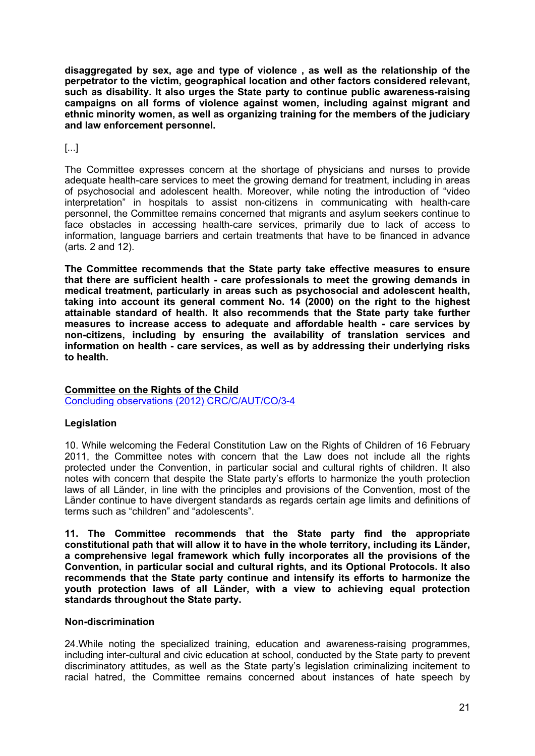**disaggregated by sex, age and type of violence , as well as the relationship of the perpetrator to the victim, geographical location and other factors considered relevant, such as disability. It also urges the State party to continue public awareness-raising campaigns on all forms of violence against women, including against migrant and ethnic minority women, as well as organizing training for the members of the judiciary and law enforcement personnel.**

[...]

The Committee expresses concern at the shortage of physicians and nurses to provide adequate health-care services to meet the growing demand for treatment, including in areas of psychosocial and adolescent health. Moreover, while noting the introduction of "video interpretation" in hospitals to assist non-citizens in communicating with health-care personnel, the Committee remains concerned that migrants and asylum seekers continue to face obstacles in accessing health-care services, primarily due to lack of access to information, language barriers and certain treatments that have to be financed in advance (arts. 2 and 12).

**The Committee recommends that the State party take effective measures to ensure that there are sufficient health - care professionals to meet the growing demands in medical treatment, particularly in areas such as psychosocial and adolescent health, taking into account its general comment No. 14 (2000) on the right to the highest attainable standard of health. It also recommends that the State party take further measures to increase access to adequate and affordable health - care services by non-citizens, including by ensuring the availability of translation services and information on health - care services, as well as by addressing their underlying risks to health.**

**Committee on the Rights of the Child**
Concluding observations (2012) CRC/C/AUT/CO/3-4

**Legislation**

10. While welcoming the Federal Constitution Law on the Rights of Children of 16 February 2011, the Committee notes with concern that the Law does not include all the rights protected under the Convention, in particular social and cultural rights of children. It also notes with concern that despite the State party's efforts to harmonize the youth protection laws of all Länder, in line with the principles and provisions of the Convention, most of the Länder continue to have divergent standards as regards certain age limits and definitions of terms such as "children" and "adolescents".

**11. The Committee recommends that the State party find the appropriate constitutional path that will allow it to have in the whole territory, including its Länder, a comprehensive legal framework which fully incorporates all the provisions of the Convention, in particular social and cultural rights, and its Optional Protocols. It also recommends that the State party continue and intensify its efforts to harmonize the youth protection laws of all Länder, with a view to achieving equal protection standards throughout the State party.**

**Non-discrimination**

24.While noting the specialized training, education and awareness-raising programmes, including inter-cultural and civic education at school, conducted by the State party to prevent discriminatory attitudes, as well as the State party's legislation criminalizing incitement to racial hatred, the Committee remains concerned about instances of hate speech by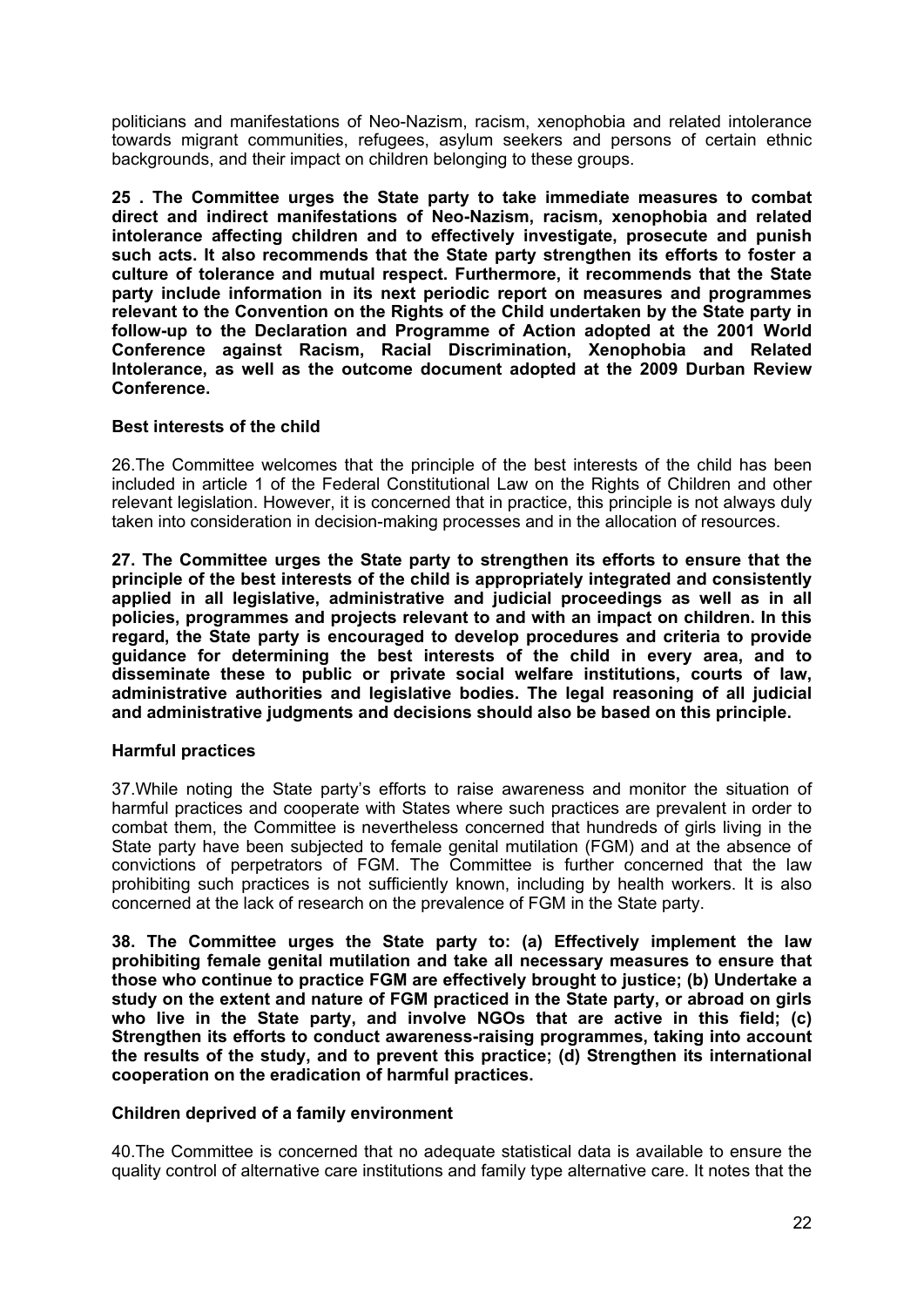politicians and manifestations of Neo-Nazism, racism, xenophobia and related intolerance towards migrant communities, refugees, asylum seekers and persons of certain ethnic backgrounds, and their impact on children belonging to these groups.

**25 . The Committee urges the State party to take immediate measures to combat direct and indirect manifestations of Neo-Nazism, racism, xenophobia and related intolerance affecting children and to effectively investigate, prosecute and punish such acts. It also recommends that the State party strengthen its efforts to foster a culture of tolerance and mutual respect. Furthermore, it recommends that the State party include information in its next periodic report on measures and programmes relevant to the Convention on the Rights of the Child undertaken by the State party in follow-up to the Declaration and Programme of Action adopted at the 2001 World Conference against Racism, Racial Discrimination, Xenophobia and Related Intolerance, as well as the outcome document adopted at the 2009 Durban Review Conference.**

### Best interests of the child

26.The Committee welcomes that the principle of the best interests of the child has been included in article 1 of the Federal Constitutional Law on the Rights of Children and other relevant legislation. However, it is concerned that in practice, this principle is not always duly taken into consideration in decision-making processes and in the allocation of resources.

**27. The Committee urges the State party to strengthen its efforts to ensure that the principle of the best interests of the child is appropriately integrated and consistently applied in all legislative, administrative and judicial proceedings as well as in all policies, programmes and projects relevant to and with an impact on children. In this regard, the State party is encouraged to develop procedures and criteria to provide guidance for determining the best interests of the child in every area, and to disseminate these to public or private social welfare institutions, courts of law, administrative authorities and legislative bodies. The legal reasoning of all judicial and administrative judgments and decisions should also be based on this principle.**

### Harmful practices

37.While noting the State party's efforts to raise awareness and monitor the situation of harmful practices and cooperate with States where such practices are prevalent in order to combat them, the Committee is nevertheless concerned that hundreds of girls living in the State party have been subjected to female genital mutilation (FGM) and at the absence of convictions of perpetrators of FGM. The Committee is further concerned that the law prohibiting such practices is not sufficiently known, including by health workers. It is also concerned at the lack of research on the prevalence of FGM in the State party.

**38. The Committee urges the State party to: (a) Effectively implement the law prohibiting female genital mutilation and take all necessary measures to ensure that those who continue to practice FGM are effectively brought to justice; (b) Undertake a study on the extent and nature of FGM practiced in the State party, or abroad on girls who live in the State party, and involve NGOs that are active in this field; (c) Strengthen its efforts to conduct awareness-raising programmes, taking into account the results of the study, and to prevent this practice; (d) Strengthen its international cooperation on the eradication of harmful practices.**

### Children deprived of a family environment

40.The Committee is concerned that no adequate statistical data is available to ensure the quality control of alternative care institutions and family type alternative care. It notes that the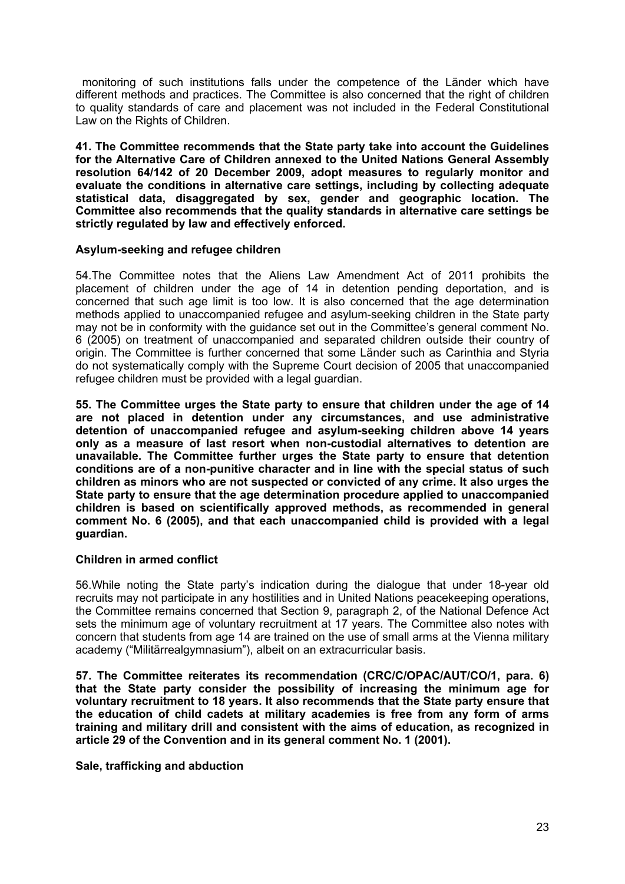monitoring of such institutions falls under the competence of the Länder which have different methods and practices. The Committee is also concerned that the right of children to quality standards of care and placement was not included in the Federal Constitutional Law on the Rights of Children.

**41. The Committee recommends that the State party take into account the Guidelines for the Alternative Care of Children annexed to the United Nations General Assembly resolution 64/142 of 20 December 2009, adopt measures to regularly monitor and evaluate the conditions in alternative care settings, including by collecting adequate statistical data, disaggregated by sex, gender and geographic location. The Committee also recommends that the quality standards in alternative care settings be strictly regulated by law and effectively enforced.**

**Asylum-seeking and refugee children**

54.The Committee notes that the Aliens Law Amendment Act of 2011 prohibits the placement of children under the age of 14 in detention pending deportation, and is concerned that such age limit is too low. It is also concerned that the age determination methods applied to unaccompanied refugee and asylum-seeking children in the State party may not be in conformity with the guidance set out in the Committee's general comment No. 6 (2005) on treatment of unaccompanied and separated children outside their country of origin. The Committee is further concerned that some Länder such as Carinthia and Styria do not systematically comply with the Supreme Court decision of 2005 that unaccompanied refugee children must be provided with a legal guardian.

**55. The Committee urges the State party to ensure that children under the age of 14 are not placed in detention under any circumstances, and use administrative detention of unaccompanied refugee and asylum-seeking children above 14 years only as a measure of last resort when non-custodial alternatives to detention are unavailable. The Committee further urges the State party to ensure that detention conditions are of a non-punitive character and in line with the special status of such children as minors who are not suspected or convicted of any crime. It also urges the State party to ensure that the age determination procedure applied to unaccompanied children is based on scientifically approved methods, as recommended in general comment No. 6 (2005), and that each unaccompanied child is provided with a legal guardian.**

**Children in armed conflict**

56.While noting the State party's indication during the dialogue that under 18-year old recruits may not participate in any hostilities and in United Nations peacekeeping operations, the Committee remains concerned that Section 9, paragraph 2, of the National Defence Act sets the minimum age of voluntary recruitment at 17 years. The Committee also notes with concern that students from age 14 are trained on the use of small arms at the Vienna military academy ("Militärrealgymnasium"), albeit on an extracurricular basis.

**57. The Committee reiterates its recommendation (CRC/C/OPAC/AUT/CO/1, para. 6) that the State party consider the possibility of increasing the minimum age for voluntary recruitment to 18 years. It also recommends that the State party ensure that the education of child cadets at military academies is free from any form of arms training and military drill and consistent with the aims of education, as recognized in article 29 of the Convention and in its general comment No. 1 (2001).**

**Sale, trafficking and abduction**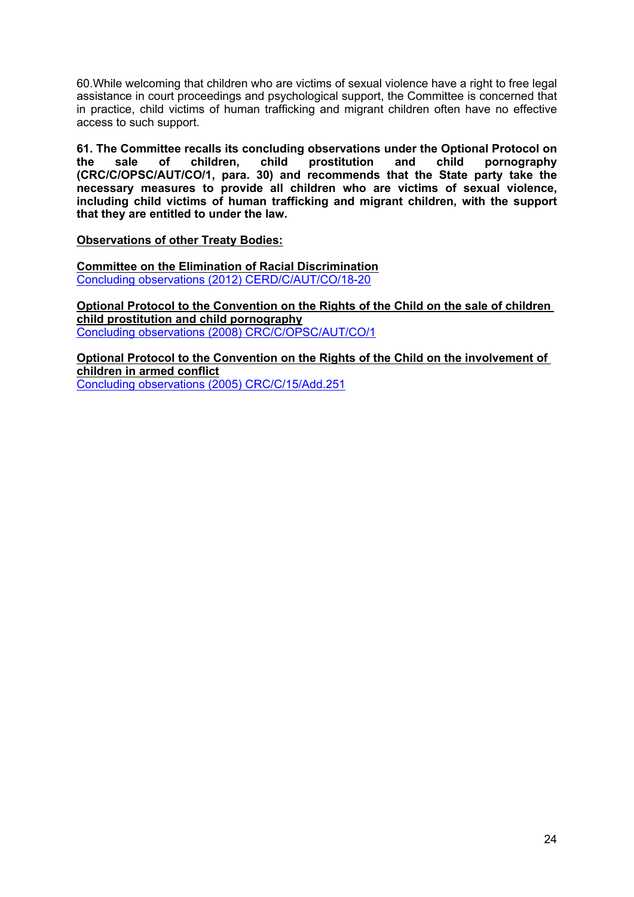60.While welcoming that children who are victims of sexual violence have a right to free legal assistance in court proceedings and psychological support, the Committee is concerned that in practice, child victims of human trafficking and migrant children often have no effective access to such support.

**61. The Committee recalls its concluding observations under the Optional Protocol on the sale of children, child prostitution and child pornography (CRC/C/OPSC/AUT/CO/1, para. 30) and recommends that the State party take the necessary measures to provide all children who are victims of sexual violence, including child victims of human trafficking and migrant children, with the support that they are entitled to under the law.**

**Observations of other Treaty Bodies:**

**Committee on the Elimination of Racial Discrimination**
Concluding observations (2012) CERD/C/AUT/CO/18-20

**Optional Protocol to the Convention on the Rights of the Child on the sale of children child prostitution and child pornography**
Concluding observations (2008) CRC/C/OPSC/AUT/CO/1

**Optional Protocol to the Convention on the Rights of the Child on the involvement of children in armed conflict**
Concluding observations (2005) CRC/C/15/Add.251